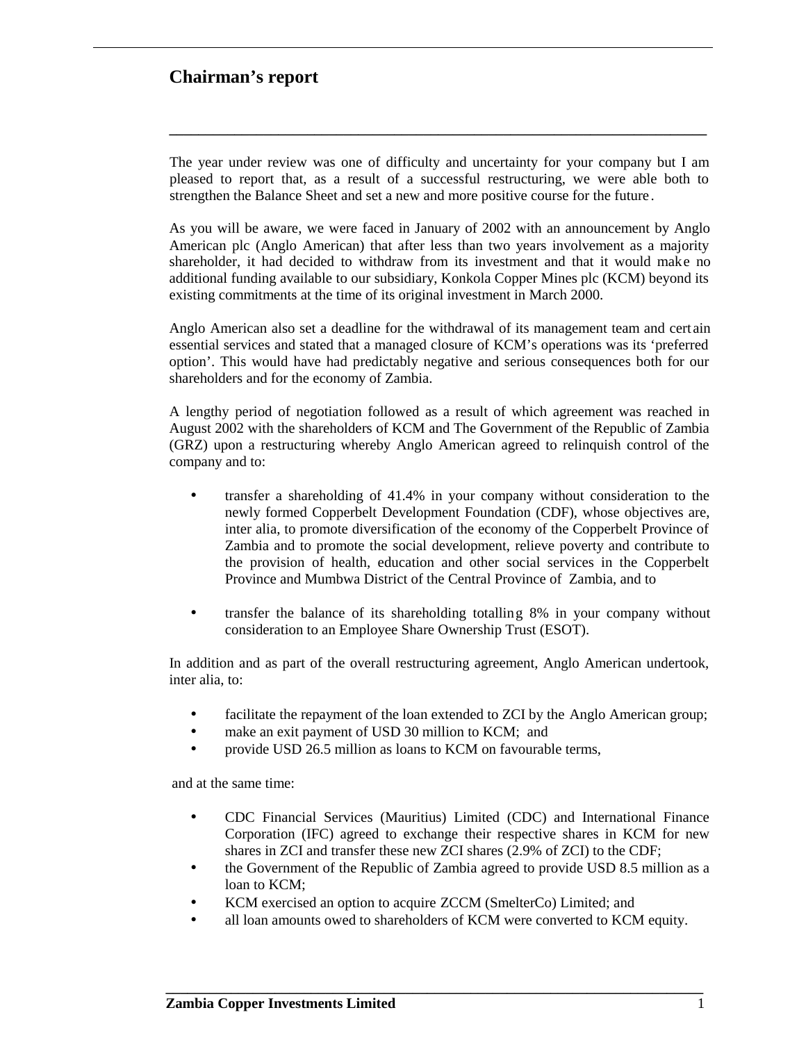# Chairman's report

The year under review was one of difficulty and uncertainty for your company but I am pleased to report that, as a result of a successful restructuring, we were able both to strengthen the Balance Sheet and set a new and more positive course for the future.

As you will be aware, we were faced in January of 2002 with an announcement by Anglo American plc (Anglo American) that after less than two years involvement as a majority shareholder, it had decided to withdraw from its investment and that it would make no additional funding available to our subsidiary, Konkola Copper Mines plc (KCM) beyond its existing commitments at the time of its original investment in March 2000.

Anglo American also set a deadline for the withdrawal of its management team and certain essential services and stated that a managed closure of KCM's operations was its 'preferred option'. This would have had predictably negative and serious consequences both for our shareholders and for the economy of Zambia.

A lengthy period of negotiation followed as a result of which agreement was reached in August 2002 with the shareholders of KCM and The Government of the Republic of Zambia (GRZ) upon a restructuring whereby Anglo American agreed to relinquish control of the company and to:

- transfer a shareholding of 41.4% in your company without consideration to the newly formed Copperbelt Development Foundation (CDF), whose objectives are, inter alia, to promote diversification of the economy of the Copperbelt Province of Zambia and to promote the social development, relieve poverty and contribute to the provision of health, education and other social services in the Copperbelt Province and Mumbwa District of the Central Province of Zambia, and to

- transfer the balance of its shareholding totalling 8% in your company without consideration to an Employee Share Ownership Trust (ESOT).

In addition and as part of the overall restructuring agreement, Anglo American undertook, inter alia, to:

- facilitate the repayment of the loan extended to ZCI by the Anglo American group;
- make an exit payment of USD 30 million to KCM; and
- provide USD 26.5 million as loans to KCM on favourable terms,

and at the same time:

- CDC Financial Services (Mauritius) Limited (CDC) and International Finance Corporation (IFC) agreed to exchange their respective shares in KCM for new shares in ZCI and transfer these new ZCI shares (2.9% of ZCI) to the CDF;
- the Government of the Republic of Zambia agreed to provide USD 8.5 million as a loan to KCM;
- KCM exercised an option to acquire ZCCM (SmelterCo) Limited; and
- all loan amounts owed to shareholders of KCM were converted to KCM equity.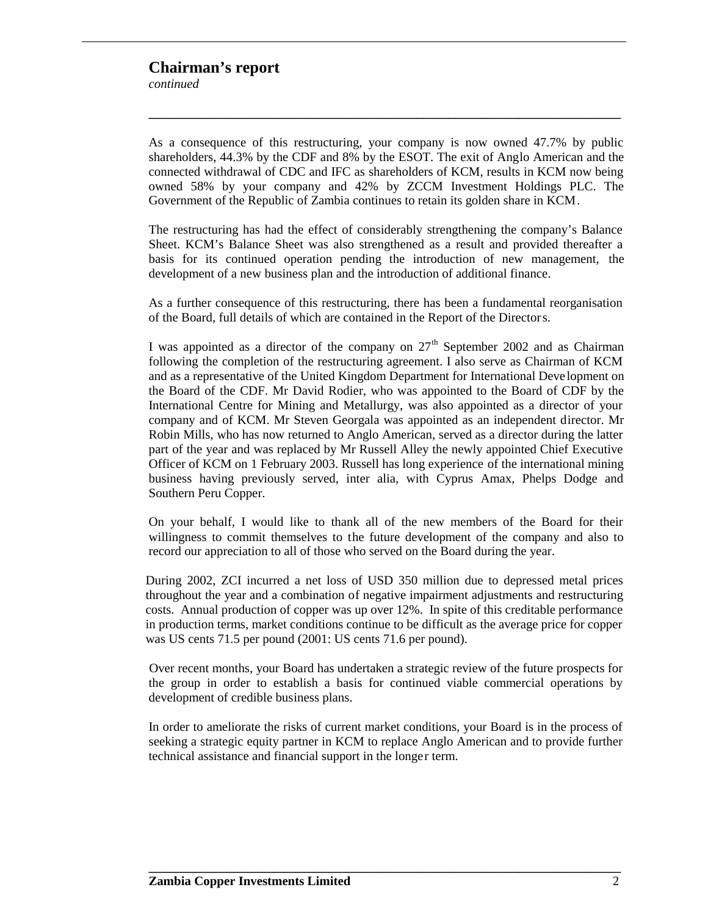## Chairman's report

*continued*

As a consequence of this restructuring, your company is now owned 47.7% by public shareholders, 44.3% by the CDF and 8% by the ESOT. The exit of Anglo American and the connected withdrawal of CDC and IFC as shareholders of KCM, results in KCM now being owned 58% by your company and 42% by ZCCM Investment Holdings PLC. The Government of the Republic of Zambia continues to retain its golden share in KCM.

The restructuring has had the effect of considerably strengthening the company's Balance Sheet. KCM's Balance Sheet was also strengthened as a result and provided thereafter a basis for its continued operation pending the introduction of new management, the development of a new business plan and the introduction of additional finance.

As a further consequence of this restructuring, there has been a fundamental reorganisation of the Board, full details of which are contained in the Report of the Directors.

I was appointed as a director of the company on 27th September 2002 and as Chairman following the completion of the restructuring agreement. I also serve as Chairman of KCM and as a representative of the United Kingdom Department for International Development on the Board of the CDF. Mr David Rodier, who was appointed to the Board of CDF by the International Centre for Mining and Metallurgy, was also appointed as a director of your company and of KCM. Mr Steven Georgala was appointed as an independent director. Mr Robin Mills, who has now returned to Anglo American, served as a director during the latter part of the year and was replaced by Mr Russell Alley the newly appointed Chief Executive Officer of KCM on 1 February 2003. Russell has long experience of the international mining business having previously served, inter alia, with Cyprus Amax, Phelps Dodge and Southern Peru Copper.

On your behalf, I would like to thank all of the new members of the Board for their willingness to commit themselves to the future development of the company and also to record our appreciation to all of those who served on the Board during the year.

During 2002, ZCI incurred a net loss of USD 350 million due to depressed metal prices throughout the year and a combination of negative impairment adjustments and restructuring costs. Annual production of copper was up over 12%. In spite of this creditable performance in production terms, market conditions continue to be difficult as the average price for copper was US cents 71.5 per pound (2001: US cents 71.6 per pound).

Over recent months, your Board has undertaken a strategic review of the future prospects for the group in order to establish a basis for continued viable commercial operations by development of credible business plans.

In order to ameliorate the risks of current market conditions, your Board is in the process of seeking a strategic equity partner in KCM to replace Anglo American and to provide further technical assistance and financial support in the longer term.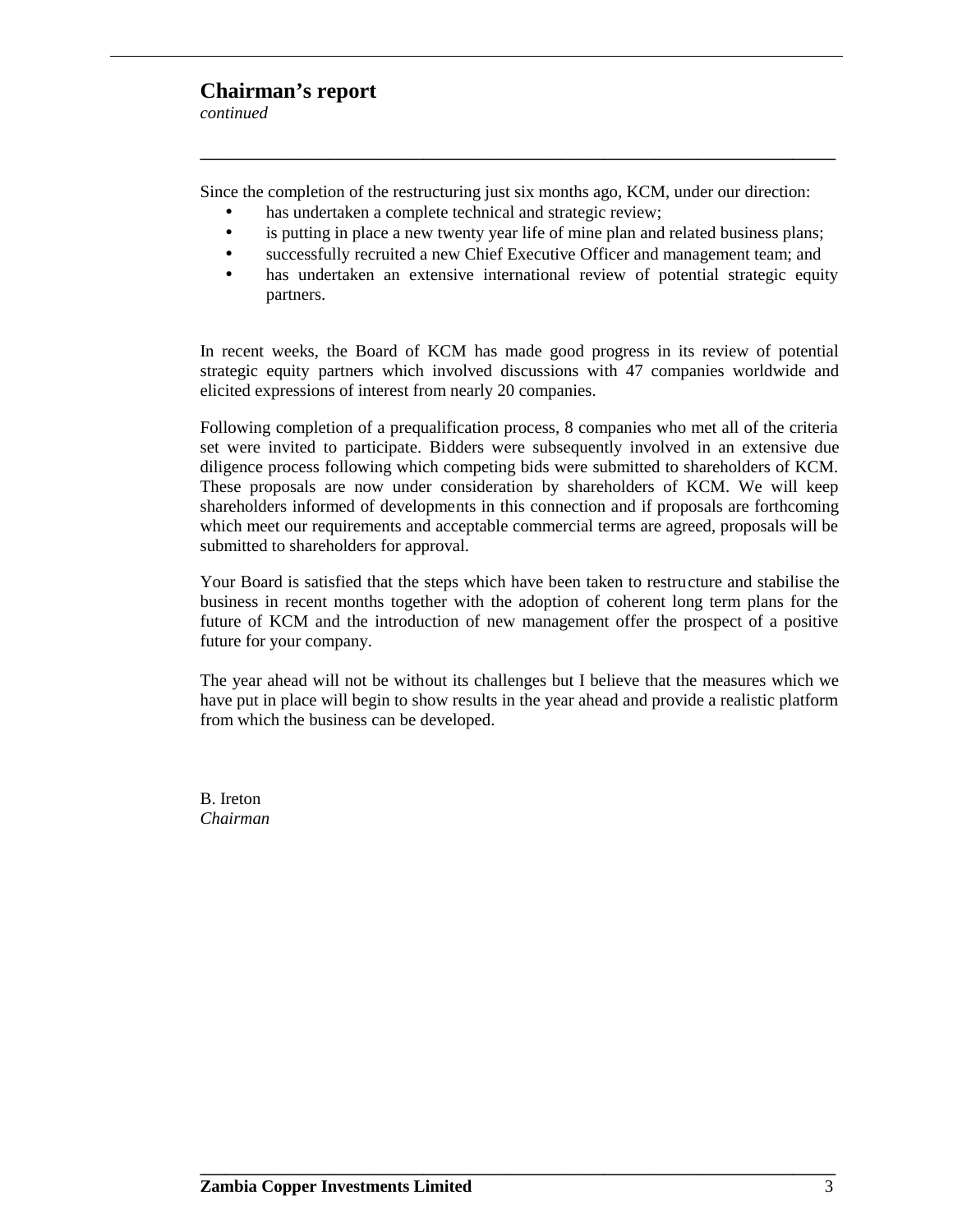# Chairman's report

*continued*

Since the completion of the restructuring just six months ago, KCM, under our direction:

- has undertaken a complete technical and strategic review;
- is putting in place a new twenty year life of mine plan and related business plans;
- successfully recruited a new Chief Executive Officer and management team; and
- has undertaken an extensive international review of potential strategic equity partners.

In recent weeks, the Board of KCM has made good progress in its review of potential strategic equity partners which involved discussions with 47 companies worldwide and elicited expressions of interest from nearly 20 companies.

Following completion of a prequalification process, 8 companies who met all of the criteria set were invited to participate. Bidders were subsequently involved in an extensive due diligence process following which competing bids were submitted to shareholders of KCM. These proposals are now under consideration by shareholders of KCM. We will keep shareholders informed of developments in this connection and if proposals are forthcoming which meet our requirements and acceptable commercial terms are agreed, proposals will be submitted to shareholders for approval.

Your Board is satisfied that the steps which have been taken to restructure and stabilise the business in recent months together with the adoption of coherent long term plans for the future of KCM and the introduction of new management offer the prospect of a positive future for your company.

The year ahead will not be without its challenges but I believe that the measures which we have put in place will begin to show results in the year ahead and provide a realistic platform from which the business can be developed.

B. Ireton
*Chairman*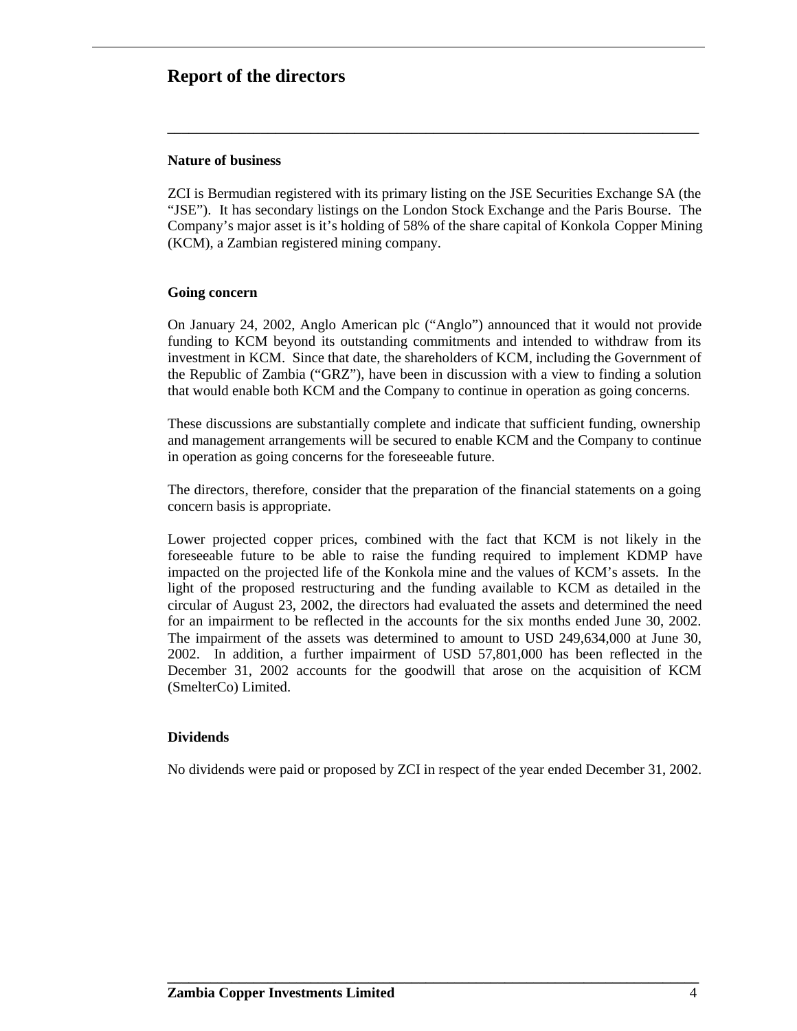# Report of the directors

### Nature of business

ZCI is Bermudian registered with its primary listing on the JSE Securities Exchange SA (the "JSE"). It has secondary listings on the London Stock Exchange and the Paris Bourse. The Company's major asset is it's holding of 58% of the share capital of Konkola Copper Mining (KCM), a Zambian registered mining company.

### Going concern

On January 24, 2002, Anglo American plc ("Anglo") announced that it would not provide funding to KCM beyond its outstanding commitments and intended to withdraw from its investment in KCM. Since that date, the shareholders of KCM, including the Government of the Republic of Zambia ("GRZ"), have been in discussion with a view to finding a solution that would enable both KCM and the Company to continue in operation as going concerns.

These discussions are substantially complete and indicate that sufficient funding, ownership and management arrangements will be secured to enable KCM and the Company to continue in operation as going concerns for the foreseeable future.

The directors, therefore, consider that the preparation of the financial statements on a going concern basis is appropriate.

Lower projected copper prices, combined with the fact that KCM is not likely in the foreseeable future to be able to raise the funding required to implement KDMP have impacted on the projected life of the Konkola mine and the values of KCM's assets. In the light of the proposed restructuring and the funding available to KCM as detailed in the circular of August 23, 2002, the directors had evaluated the assets and determined the need for an impairment to be reflected in the accounts for the six months ended June 30, 2002. The impairment of the assets was determined to amount to USD 249,634,000 at June 30, 2002. In addition, a further impairment of USD 57,801,000 has been reflected in the December 31, 2002 accounts for the goodwill that arose on the acquisition of KCM (SmelterCo) Limited.

### Dividends

No dividends were paid or proposed by ZCI in respect of the year ended December 31, 2002.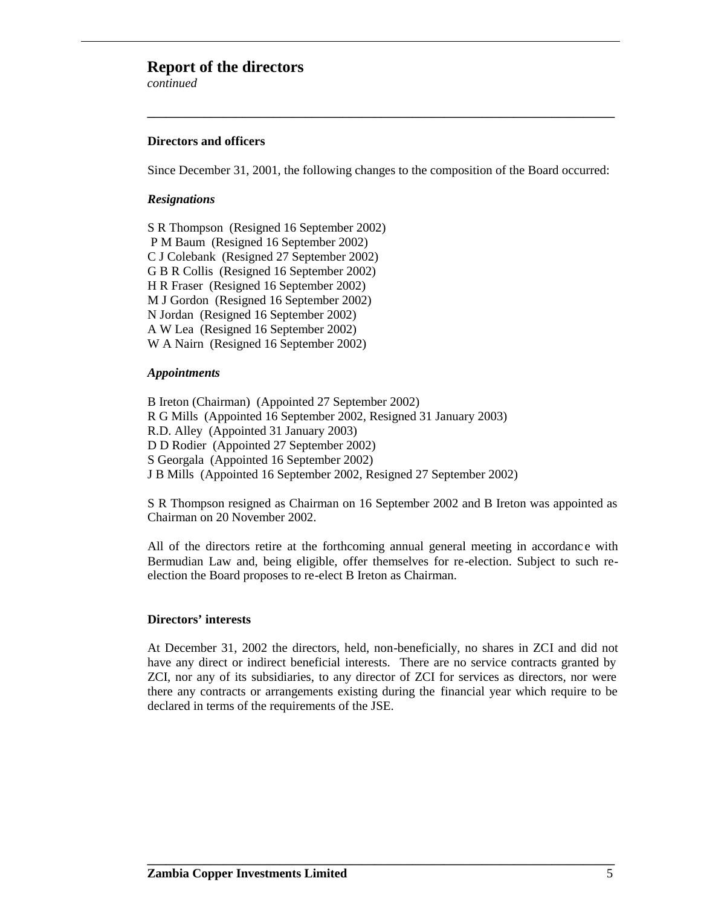# Report of the directors

*continued*

### Directors and officers

Since December 31, 2001, the following changes to the composition of the Board occurred:

***Resignations***

S R Thompson (Resigned 16 September 2002)
P M Baum (Resigned 16 September 2002)
C J Colebank (Resigned 27 September 2002)
G B R Collis (Resigned 16 September 2002)
H R Fraser (Resigned 16 September 2002)
M J Gordon (Resigned 16 September 2002)
N Jordan (Resigned 16 September 2002)
A W Lea (Resigned 16 September 2002)
W A Nairn (Resigned 16 September 2002)

***Appointments***

B Ireton (Chairman) (Appointed 27 September 2002)
R G Mills (Appointed 16 September 2002, Resigned 31 January 2003)
R.D. Alley (Appointed 31 January 2003)
D D Rodier (Appointed 27 September 2002)
S Georgala (Appointed 16 September 2002)
J B Mills (Appointed 16 September 2002, Resigned 27 September 2002)

S R Thompson resigned as Chairman on 16 September 2002 and B Ireton was appointed as Chairman on 20 November 2002.

All of the directors retire at the forthcoming annual general meeting in accordance with Bermudian Law and, being eligible, offer themselves for re-election. Subject to such re-election the Board proposes to re-elect B Ireton as Chairman.

### Directors' interests

At December 31, 2002 the directors, held, non-beneficially, no shares in ZCI and did not have any direct or indirect beneficial interests. There are no service contracts granted by ZCI, nor any of its subsidiaries, to any director of ZCI for services as directors, nor were there any contracts or arrangements existing during the financial year which require to be declared in terms of the requirements of the JSE.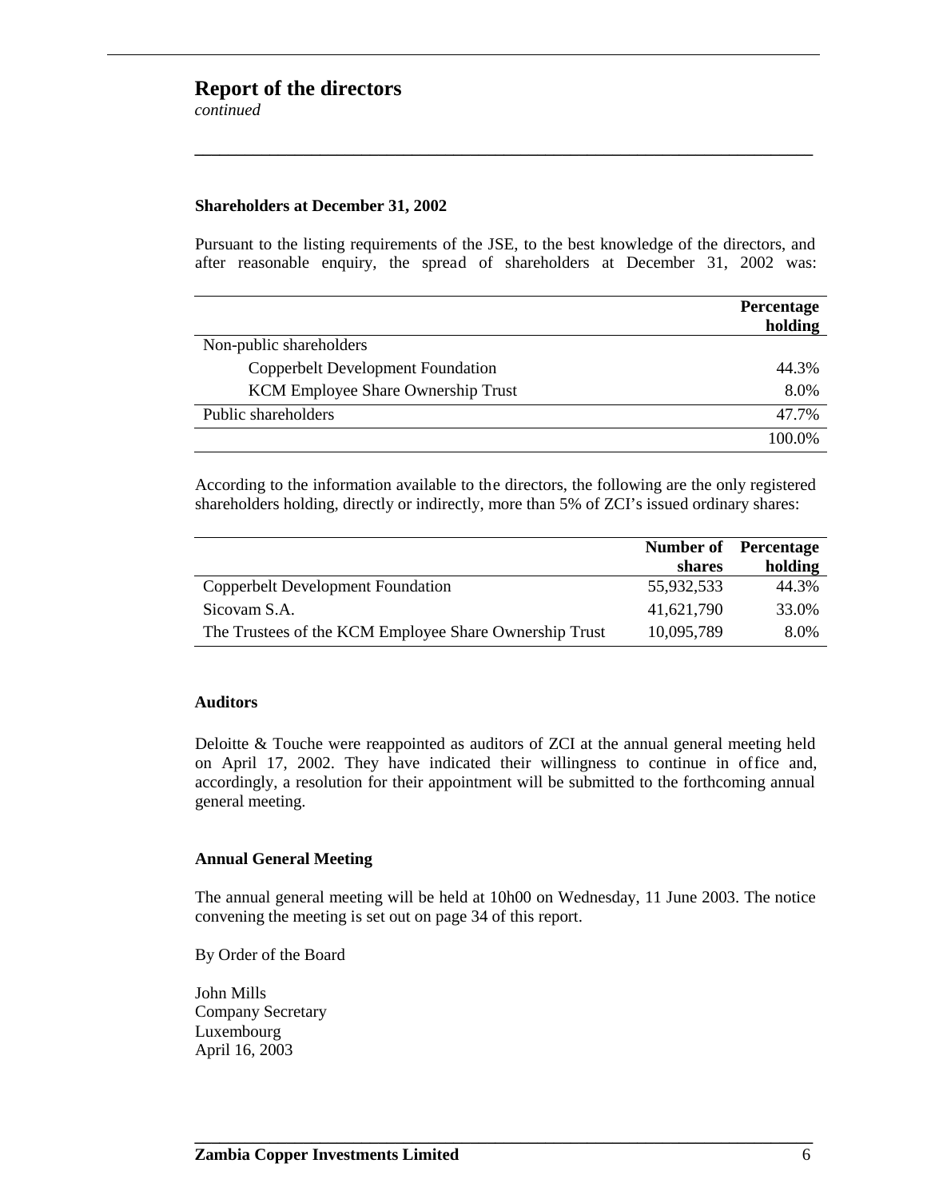# Report of the directors

*continued*

### Shareholders at December 31, 2002

Pursuant to the listing requirements of the JSE, to the best knowledge of the directors, and after reasonable enquiry, the spread of shareholders at December 31, 2002 was:

| | Percentage holding |
|---|---|
| Non-public shareholders | |
| Copperbelt Development Foundation | 44.3% |
| KCM Employee Share Ownership Trust | 8.0% |
| Public shareholders | 47.7% |
| | 100.0% |

According to the information available to the directors, the following are the only registered shareholders holding, directly or indirectly, more than 5% of ZCI's issued ordinary shares:

| | Number of shares | Percentage holding |
|---|---|---|
| Copperbelt Development Foundation | 55,932,533 | 44.3% |
| Sicovam S.A. | 41,621,790 | 33.0% |
| The Trustees of the KCM Employee Share Ownership Trust | 10,095,789 | 8.0% |

### Auditors

Deloitte & Touche were reappointed as auditors of ZCI at the annual general meeting held on April 17, 2002. They have indicated their willingness to continue in office and, accordingly, a resolution for their appointment will be submitted to the forthcoming annual general meeting.

### Annual General Meeting

The annual general meeting will be held at 10h00 on Wednesday, 11 June 2003. The notice convening the meeting is set out on page 34 of this report.

By Order of the Board

John Mills
Company Secretary
Luxembourg
April 16, 2003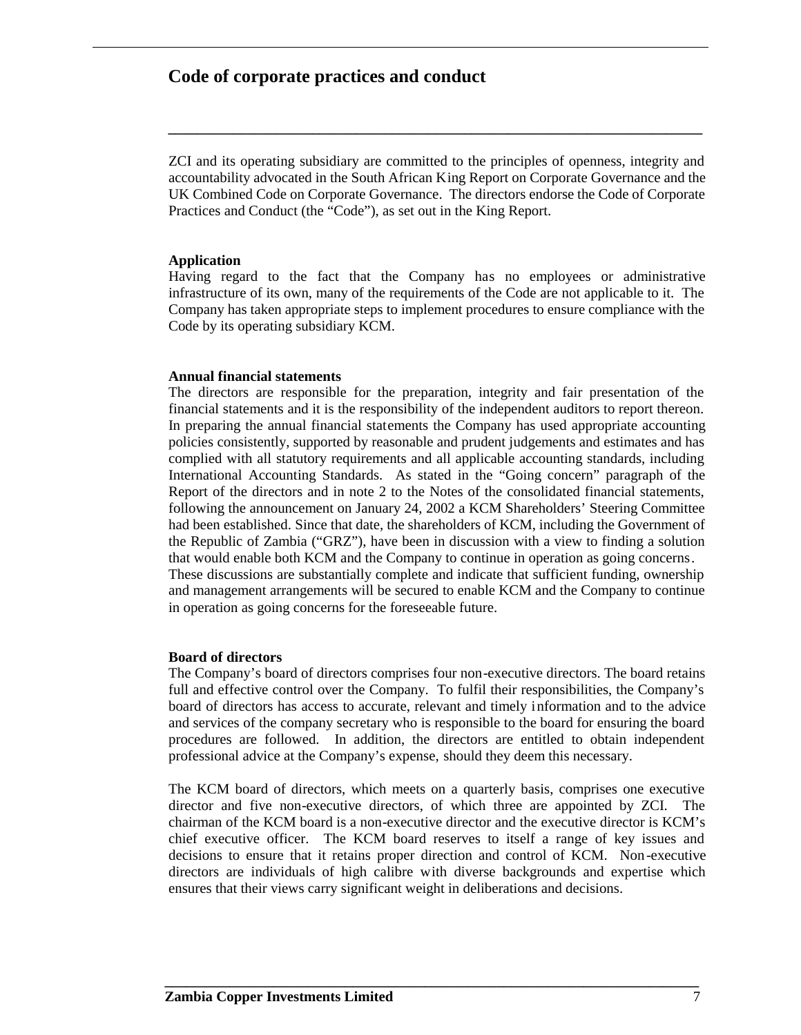# Code of corporate practices and conduct

ZCI and its operating subsidiary are committed to the principles of openness, integrity and accountability advocated in the South African King Report on Corporate Governance and the UK Combined Code on Corporate Governance. The directors endorse the Code of Corporate Practices and Conduct (the "Code"), as set out in the King Report.

**Application**

Having regard to the fact that the Company has no employees or administrative infrastructure of its own, many of the requirements of the Code are not applicable to it. The Company has taken appropriate steps to implement procedures to ensure compliance with the Code by its operating subsidiary KCM.

**Annual financial statements**

The directors are responsible for the preparation, integrity and fair presentation of the financial statements and it is the responsibility of the independent auditors to report thereon. In preparing the annual financial statements the Company has used appropriate accounting policies consistently, supported by reasonable and prudent judgements and estimates and has complied with all statutory requirements and all applicable accounting standards, including International Accounting Standards. As stated in the "Going concern" paragraph of the Report of the directors and in note 2 to the Notes of the consolidated financial statements, following the announcement on January 24, 2002 a KCM Shareholders' Steering Committee had been established. Since that date, the shareholders of KCM, including the Government of the Republic of Zambia ("GRZ"), have been in discussion with a view to finding a solution that would enable both KCM and the Company to continue in operation as going concerns. These discussions are substantially complete and indicate that sufficient funding, ownership and management arrangements will be secured to enable KCM and the Company to continue in operation as going concerns for the foreseeable future.

**Board of directors**

The Company's board of directors comprises four non-executive directors. The board retains full and effective control over the Company. To fulfil their responsibilities, the Company's board of directors has access to accurate, relevant and timely information and to the advice and services of the company secretary who is responsible to the board for ensuring the board procedures are followed. In addition, the directors are entitled to obtain independent professional advice at the Company's expense, should they deem this necessary.

The KCM board of directors, which meets on a quarterly basis, comprises one executive director and five non-executive directors, of which three are appointed by ZCI. The chairman of the KCM board is a non-executive director and the executive director is KCM's chief executive officer. The KCM board reserves to itself a range of key issues and decisions to ensure that it retains proper direction and control of KCM. Non-executive directors are individuals of high calibre with diverse backgrounds and expertise which ensures that their views carry significant weight in deliberations and decisions.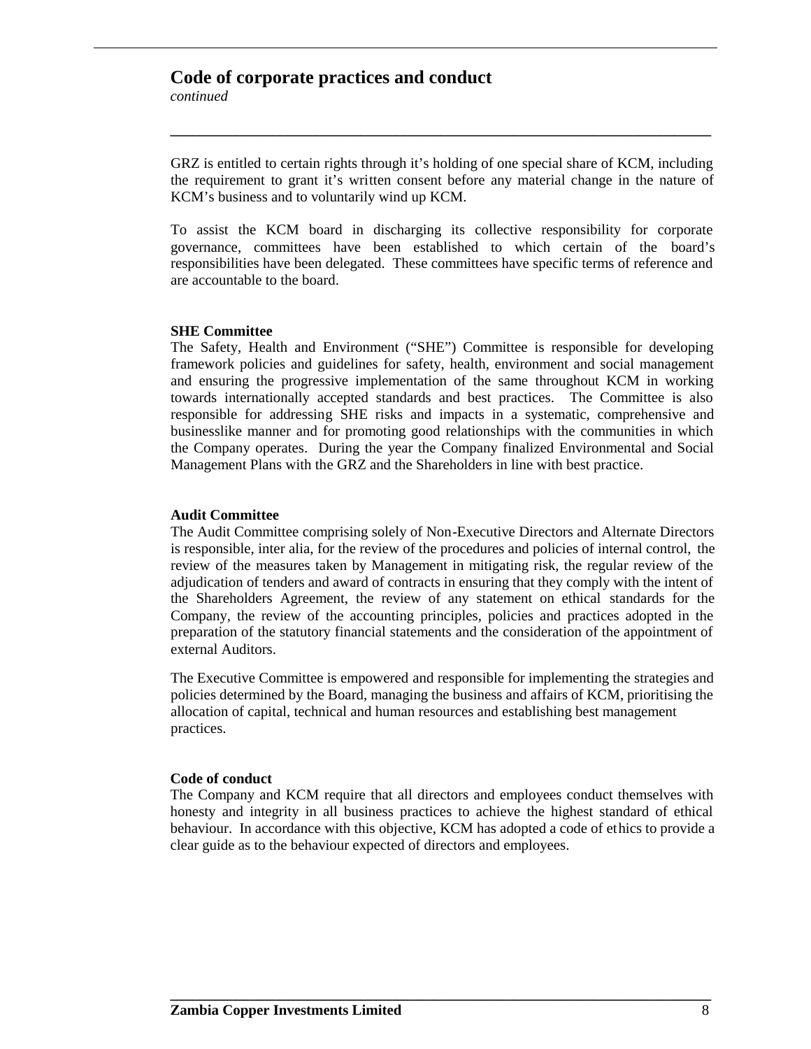## Code of corporate practices and conduct

*continued*

GRZ is entitled to certain rights through it's holding of one special share of KCM, including the requirement to grant it's written consent before any material change in the nature of KCM's business and to voluntarily wind up KCM.

To assist the KCM board in discharging its collective responsibility for corporate governance, committees have been established to which certain of the board's responsibilities have been delegated. These committees have specific terms of reference and are accountable to the board.

**SHE Committee**

The Safety, Health and Environment ("SHE") Committee is responsible for developing framework policies and guidelines for safety, health, environment and social management and ensuring the progressive implementation of the same throughout KCM in working towards internationally accepted standards and best practices. The Committee is also responsible for addressing SHE risks and impacts in a systematic, comprehensive and businesslike manner and for promoting good relationships with the communities in which the Company operates. During the year the Company finalized Environmental and Social Management Plans with the GRZ and the Shareholders in line with best practice.

**Audit Committee**

The Audit Committee comprising solely of Non-Executive Directors and Alternate Directors is responsible, inter alia, for the review of the procedures and policies of internal control, the review of the measures taken by Management in mitigating risk, the regular review of the adjudication of tenders and award of contracts in ensuring that they comply with the intent of the Shareholders Agreement, the review of any statement on ethical standards for the Company, the review of the accounting principles, policies and practices adopted in the preparation of the statutory financial statements and the consideration of the appointment of external Auditors.

The Executive Committee is empowered and responsible for implementing the strategies and policies determined by the Board, managing the business and affairs of KCM, prioritising the allocation of capital, technical and human resources and establishing best management practices.

**Code of conduct**

The Company and KCM require that all directors and employees conduct themselves with honesty and integrity in all business practices to achieve the highest standard of ethical behaviour. In accordance with this objective, KCM has adopted a code of ethics to provide a clear guide as to the behaviour expected of directors and employees.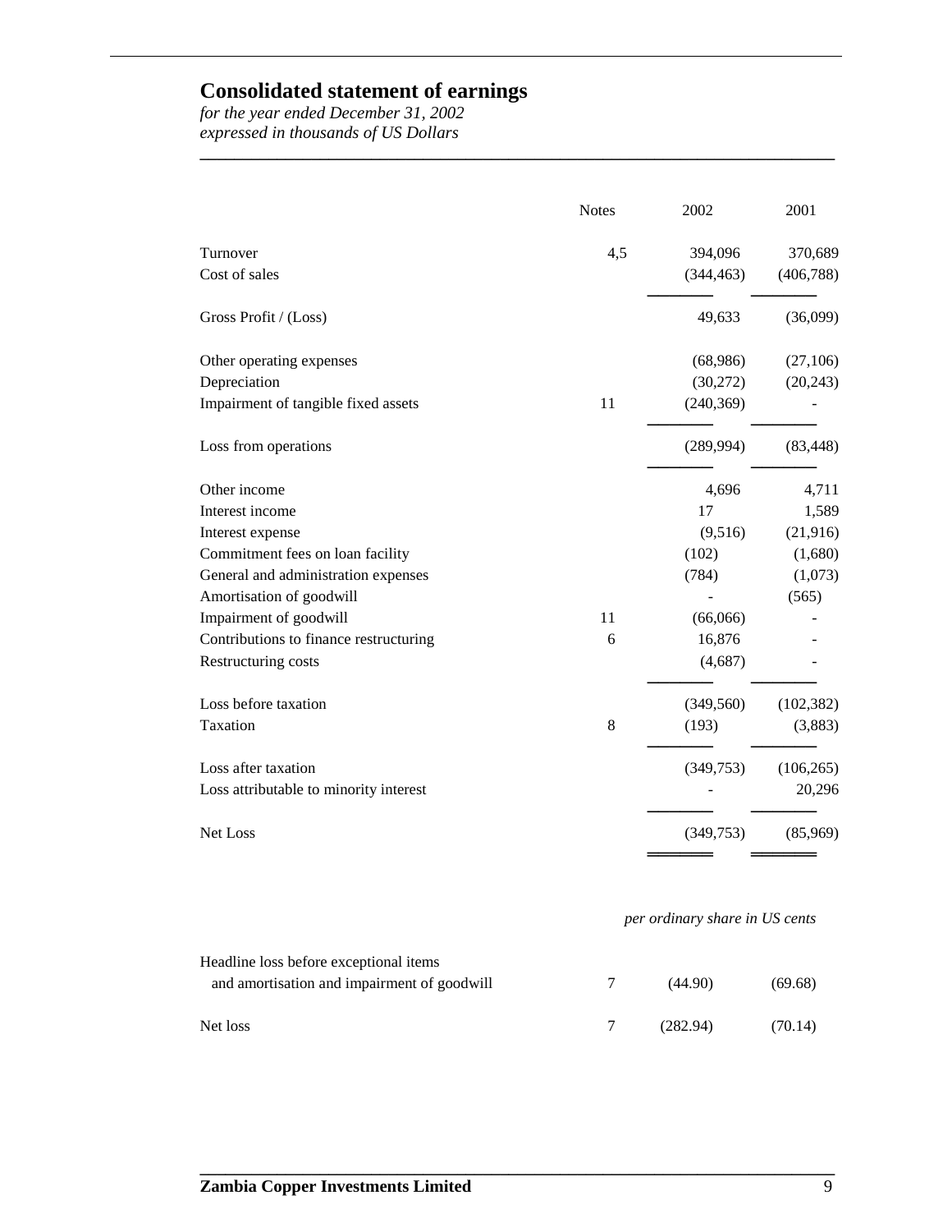# Consolidated statement of earnings

*for the year ended December 31, 2002*
*expressed in thousands of US Dollars*

| | Notes | 2002 | 2001 |
|---|---|---|---|
| Turnover | 4,5 | 394,096 | 370,689 |
| Cost of sales | | (344,463) | (406,788) |
| Gross Profit / (Loss) | | 49,633 | (36,099) |
| Other operating expenses | | (68,986) | (27,106) |
| Depreciation | | (30,272) | (20,243) |
| Impairment of tangible fixed assets | 11 | (240,369) | - |
| Loss from operations | | (289,994) | (83,448) |
| Other income | | 4,696 | 4,711 |
| Interest income | | 17 | 1,589 |
| Interest expense | | (9,516) | (21,916) |
| Commitment fees on loan facility | | (102) | (1,680) |
| General and administration expenses | | (784) | (1,073) |
| Amortisation of goodwill | | - | (565) |
| Impairment of goodwill | 11 | (66,066) | - |
| Contributions to finance restructuring | 6 | 16,876 | - |
| Restructuring costs | | (4,687) | - |
| Loss before taxation | | (349,560) | (102,382) |
| Taxation | 8 | (193) | (3,883) |
| Loss after taxation | | (349,753) | (106,265) |
| Loss attributable to minority interest | | - | 20,296 |
| Net Loss | | (349,753) | (85,969) |

| | | *per ordinary share in US cents* | |
|---|---|---|---|
| Headline loss before exceptional items and amortisation and impairment of goodwill | 7 | (44.90) | (69.68) |
| Net loss | 7 | (282.94) | (70.14) |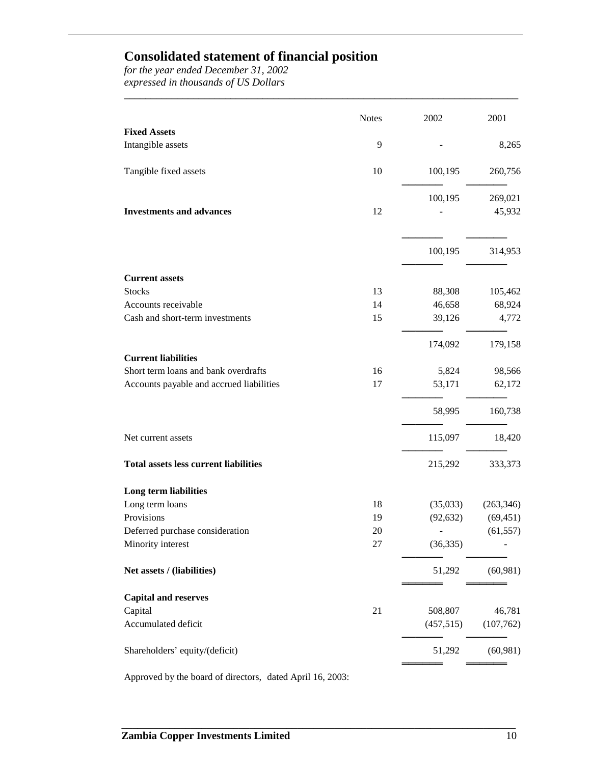# Consolidated statement of financial position

*for the year ended December 31, 2002*
*expressed in thousands of US Dollars*

| | Notes | 2002 | 2001 |
|---|---|---|---|
| **Fixed Assets** | | | |
| Intangible assets | 9 | - | 8,265 |
| Tangible fixed assets | 10 | 100,195 | 260,756 |
| | | 100,195 | 269,021 |
| **Investments and advances** | 12 | - | 45,932 |
| | | 100,195 | 314,953 |
| **Current assets** | | | |
| Stocks | 13 | 88,308 | 105,462 |
| Accounts receivable | 14 | 46,658 | 68,924 |
| Cash and short-term investments | 15 | 39,126 | 4,772 |
| | | 174,092 | 179,158 |
| **Current liabilities** | | | |
| Short term loans and bank overdrafts | 16 | 5,824 | 98,566 |
| Accounts payable and accrued liabilities | 17 | 53,171 | 62,172 |
| | | 58,995 | 160,738 |
| Net current assets | | 115,097 | 18,420 |
| **Total assets less current liabilities** | | 215,292 | 333,373 |
| **Long term liabilities** | | | |
| Long term loans | 18 | (35,033) | (263,346) |
| Provisions | 19 | (92,632) | (69,451) |
| Deferred purchase consideration | 20 | - | (61,557) |
| Minority interest | 27 | (36,335) | - |
| **Net assets / (liabilities)** | | 51,292 | (60,981) |
| **Capital and reserves** | | | |
| Capital | 21 | 508,807 | 46,781 |
| Accumulated deficit | | (457,515) | (107,762) |
| Shareholders' equity/(deficit) | | 51,292 | (60,981) |

Approved by the board of directors, dated April 16, 2003: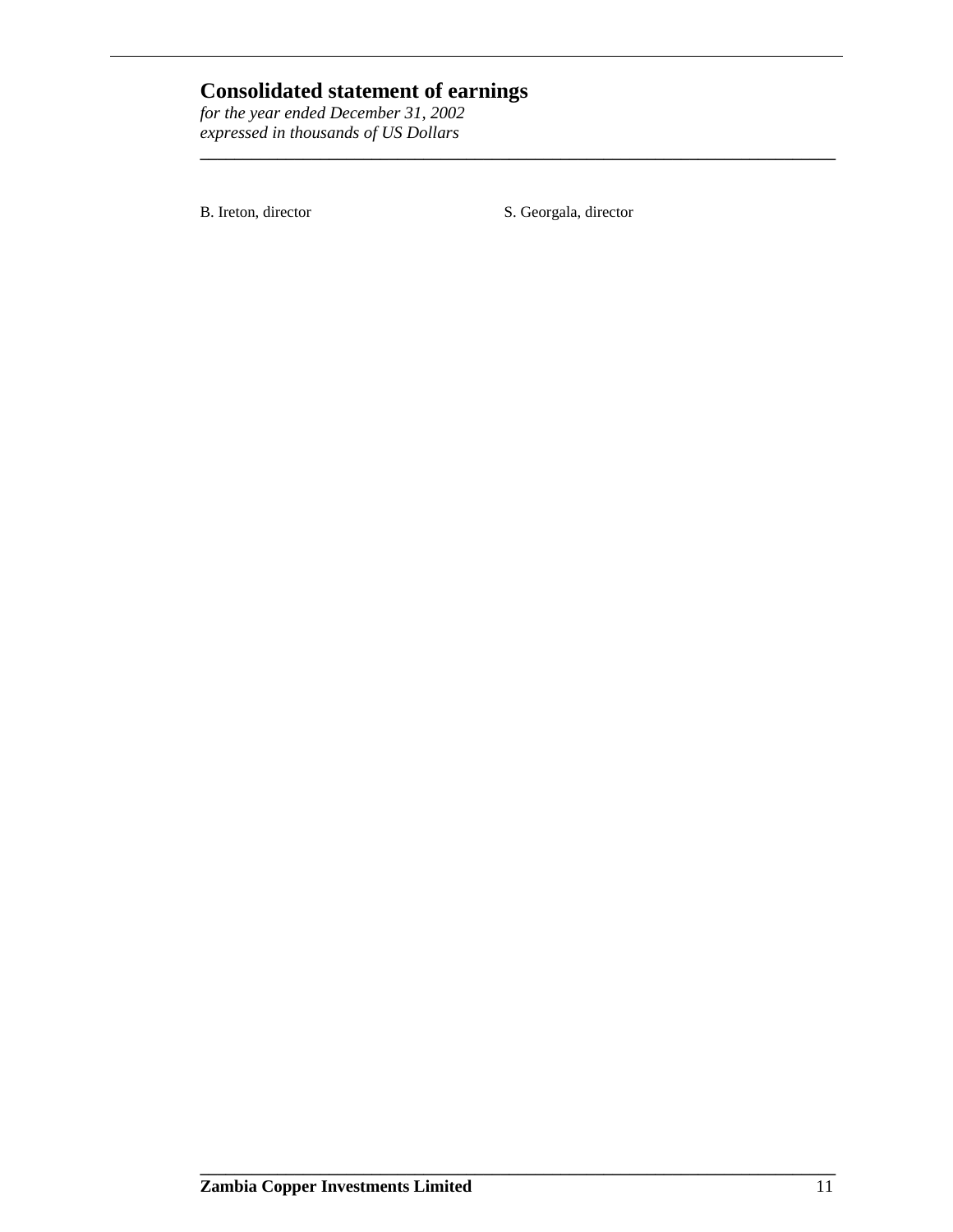# Consolidated statement of earnings

*for the year ended December 31, 2002*
*expressed in thousands of US Dollars*

B. Ireton, director S. Georgala, director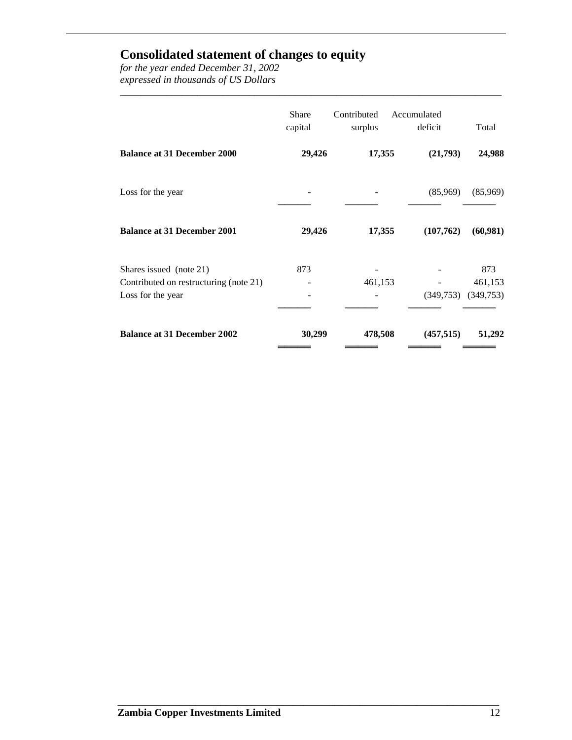# Consolidated statement of changes to equity

*for the year ended December 31, 2002*
*expressed in thousands of US Dollars*

| | Share capital | Contributed surplus | Accumulated deficit | Total |
|---|---|---|---|---|
| **Balance at 31 December 2000** | **29,426** | **17,355** | **(21,793)** | **24,988** |
| Loss for the year | - | - | (85,969) | (85,969) |
| **Balance at 31 December 2001** | **29,426** | **17,355** | **(107,762)** | **(60,981)** |
| Shares issued (note 21) | 873 | - | - | 873 |
| Contributed on restructuring (note 21) | - | 461,153 | - | 461,153 |
| Loss for the year | - | - | (349,753) | (349,753) |
| **Balance at 31 December 2002** | **30,299** | **478,508** | **(457,515)** | **51,292** |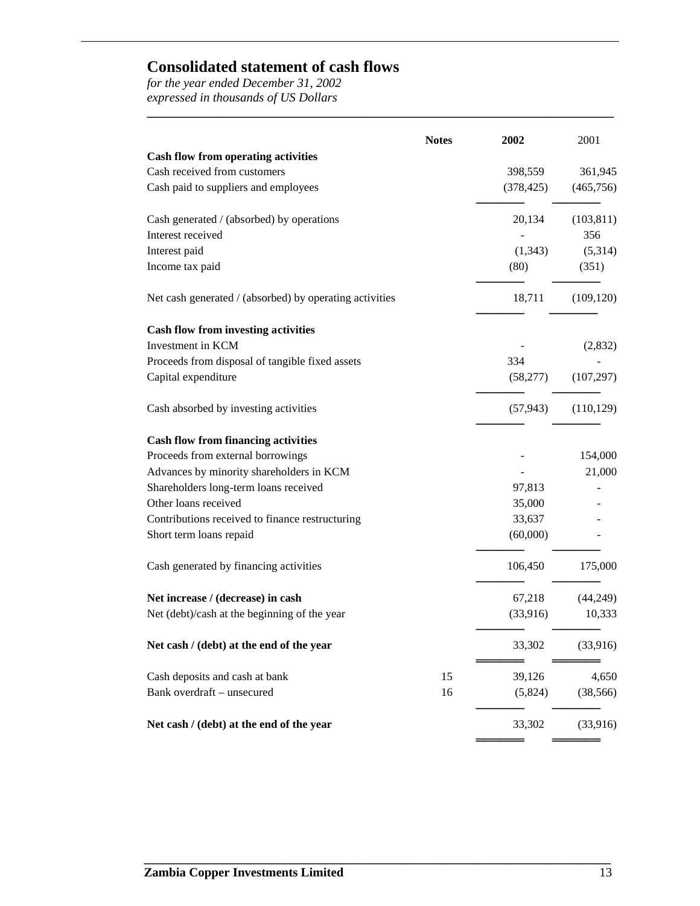# Consolidated statement of cash flows

*for the year ended December 31, 2002*
*expressed in thousands of US Dollars*

| | Notes | 2002 | 2001 |
|---|---|---|---|
| **Cash flow from operating activities** | | | |
| Cash received from customers | | 398,559 | 361,945 |
| Cash paid to suppliers and employees | | (378,425) | (465,756) |
| Cash generated / (absorbed) by operations | | 20,134 | (103,811) |
| Interest received | | - | 356 |
| Interest paid | | (1,343) | (5,314) |
| Income tax paid | | (80) | (351) |
| Net cash generated / (absorbed) by operating activities | | 18,711 | (109,120) |
| **Cash flow from investing activities** | | | |
| Investment in KCM | | - | (2,832) |
| Proceeds from disposal of tangible fixed assets | | 334 | - |
| Capital expenditure | | (58,277) | (107,297) |
| Cash absorbed by investing activities | | (57,943) | (110,129) |
| **Cash flow from financing activities** | | | |
| Proceeds from external borrowings | | - | 154,000 |
| Advances by minority shareholders in KCM | | - | 21,000 |
| Shareholders long-term loans received | | 97,813 | - |
| Other loans received | | 35,000 | - |
| Contributions received to finance restructuring | | 33,637 | - |
| Short term loans repaid | | (60,000) | - |
| Cash generated by financing activities | | 106,450 | 175,000 |
| **Net increase / (decrease) in cash** | | 67,218 | (44,249) |
| Net (debt)/cash at the beginning of the year | | (33,916) | 10,333 |
| **Net cash / (debt) at the end of the year** | | 33,302 | (33,916) |
| Cash deposits and cash at bank | 15 | 39,126 | 4,650 |
| Bank overdraft – unsecured | 16 | (5,824) | (38,566) |
| **Net cash / (debt) at the end of the year** | | 33,302 | (33,916) |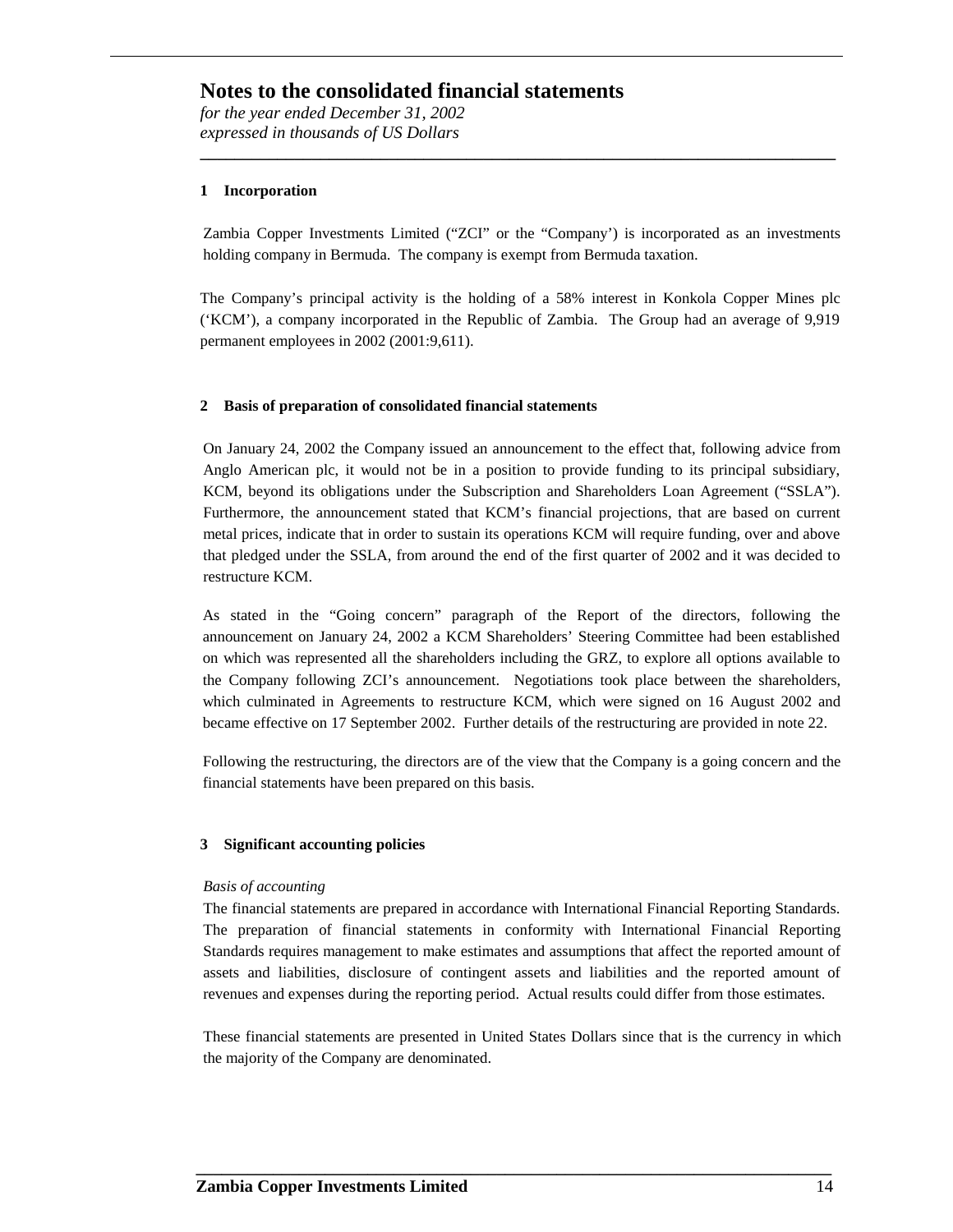# Notes to the consolidated financial statements

*for the year ended December 31, 2002*
*expressed in thousands of US Dollars*

## 1 Incorporation

Zambia Copper Investments Limited ("ZCI" or the "Company') is incorporated as an investments holding company in Bermuda. The company is exempt from Bermuda taxation.

The Company's principal activity is the holding of a 58% interest in Konkola Copper Mines plc ('KCM'), a company incorporated in the Republic of Zambia. The Group had an average of 9,919 permanent employees in 2002 (2001:9,611).

## 2 Basis of preparation of consolidated financial statements

On January 24, 2002 the Company issued an announcement to the effect that, following advice from Anglo American plc, it would not be in a position to provide funding to its principal subsidiary, KCM, beyond its obligations under the Subscription and Shareholders Loan Agreement ("SSLA"). Furthermore, the announcement stated that KCM's financial projections, that are based on current metal prices, indicate that in order to sustain its operations KCM will require funding, over and above that pledged under the SSLA, from around the end of the first quarter of 2002 and it was decided to restructure KCM.

As stated in the "Going concern" paragraph of the Report of the directors, following the announcement on January 24, 2002 a KCM Shareholders' Steering Committee had been established on which was represented all the shareholders including the GRZ, to explore all options available to the Company following ZCI's announcement. Negotiations took place between the shareholders, which culminated in Agreements to restructure KCM, which were signed on 16 August 2002 and became effective on 17 September 2002. Further details of the restructuring are provided in note 22.

Following the restructuring, the directors are of the view that the Company is a going concern and the financial statements have been prepared on this basis.

## 3 Significant accounting policies

*Basis of accounting*

The financial statements are prepared in accordance with International Financial Reporting Standards. The preparation of financial statements in conformity with International Financial Reporting Standards requires management to make estimates and assumptions that affect the reported amount of assets and liabilities, disclosure of contingent assets and liabilities and the reported amount of revenues and expenses during the reporting period. Actual results could differ from those estimates.

These financial statements are presented in United States Dollars since that is the currency in which the majority of the Company are denominated.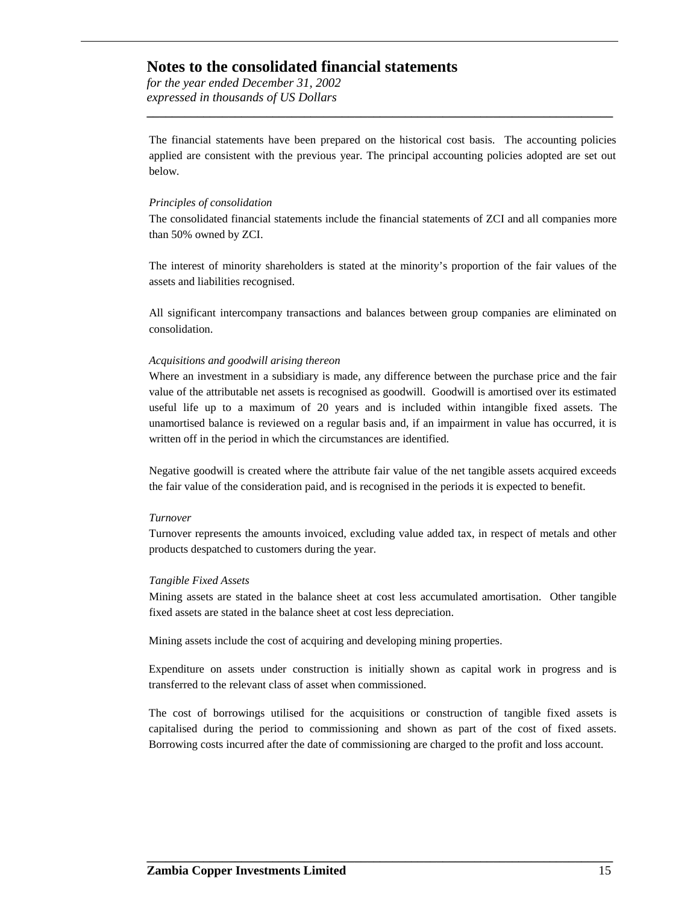# Notes to the consolidated financial statements

*for the year ended December 31, 2002*
*expressed in thousands of US Dollars*

The financial statements have been prepared on the historical cost basis. The accounting policies applied are consistent with the previous year. The principal accounting policies adopted are set out below.

*Principles of consolidation*

The consolidated financial statements include the financial statements of ZCI and all companies more than 50% owned by ZCI.

The interest of minority shareholders is stated at the minority's proportion of the fair values of the assets and liabilities recognised.

All significant intercompany transactions and balances between group companies are eliminated on consolidation.

*Acquisitions and goodwill arising thereon*

Where an investment in a subsidiary is made, any difference between the purchase price and the fair value of the attributable net assets is recognised as goodwill. Goodwill is amortised over its estimated useful life up to a maximum of 20 years and is included within intangible fixed assets. The unamortised balance is reviewed on a regular basis and, if an impairment in value has occurred, it is written off in the period in which the circumstances are identified.

Negative goodwill is created where the attribute fair value of the net tangible assets acquired exceeds the fair value of the consideration paid, and is recognised in the periods it is expected to benefit.

*Turnover*

Turnover represents the amounts invoiced, excluding value added tax, in respect of metals and other products despatched to customers during the year.

*Tangible Fixed Assets*

Mining assets are stated in the balance sheet at cost less accumulated amortisation. Other tangible fixed assets are stated in the balance sheet at cost less depreciation.

Mining assets include the cost of acquiring and developing mining properties.

Expenditure on assets under construction is initially shown as capital work in progress and is transferred to the relevant class of asset when commissioned.

The cost of borrowings utilised for the acquisitions or construction of tangible fixed assets is capitalised during the period to commissioning and shown as part of the cost of fixed assets. Borrowing costs incurred after the date of commissioning are charged to the profit and loss account.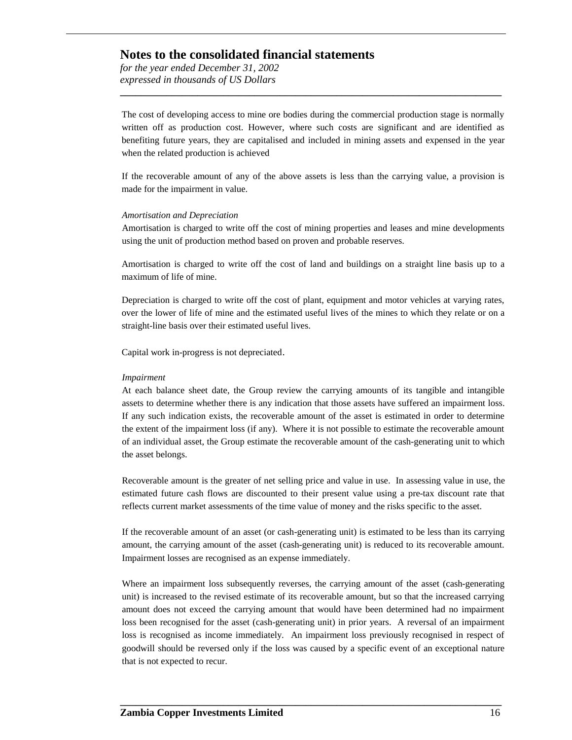The cost of developing access to mine ore bodies during the commercial production stage is normally written off as production cost. However, where such costs are significant and are identified as benefiting future years, they are capitalised and included in mining assets and expensed in the year when the related production is achieved

If the recoverable amount of any of the above assets is less than the carrying value, a provision is made for the impairment in value.

*Amortisation and Depreciation*

Amortisation is charged to write off the cost of mining properties and leases and mine developments using the unit of production method based on proven and probable reserves.

Amortisation is charged to write off the cost of land and buildings on a straight line basis up to a maximum of life of mine.

Depreciation is charged to write off the cost of plant, equipment and motor vehicles at varying rates, over the lower of life of mine and the estimated useful lives of the mines to which they relate or on a straight-line basis over their estimated useful lives.

Capital work in-progress is not depreciated.

*Impairment*

At each balance sheet date, the Group review the carrying amounts of its tangible and intangible assets to determine whether there is any indication that those assets have suffered an impairment loss. If any such indication exists, the recoverable amount of the asset is estimated in order to determine the extent of the impairment loss (if any). Where it is not possible to estimate the recoverable amount of an individual asset, the Group estimate the recoverable amount of the cash-generating unit to which the asset belongs.

Recoverable amount is the greater of net selling price and value in use. In assessing value in use, the estimated future cash flows are discounted to their present value using a pre-tax discount rate that reflects current market assessments of the time value of money and the risks specific to the asset.

If the recoverable amount of an asset (or cash-generating unit) is estimated to be less than its carrying amount, the carrying amount of the asset (cash-generating unit) is reduced to its recoverable amount. Impairment losses are recognised as an expense immediately.

Where an impairment loss subsequently reverses, the carrying amount of the asset (cash-generating unit) is increased to the revised estimate of its recoverable amount, but so that the increased carrying amount does not exceed the carrying amount that would have been determined had no impairment loss been recognised for the asset (cash-generating unit) in prior years. A reversal of an impairment loss is recognised as income immediately. An impairment loss previously recognised in respect of goodwill should be reversed only if the loss was caused by a specific event of an exceptional nature that is not expected to recur.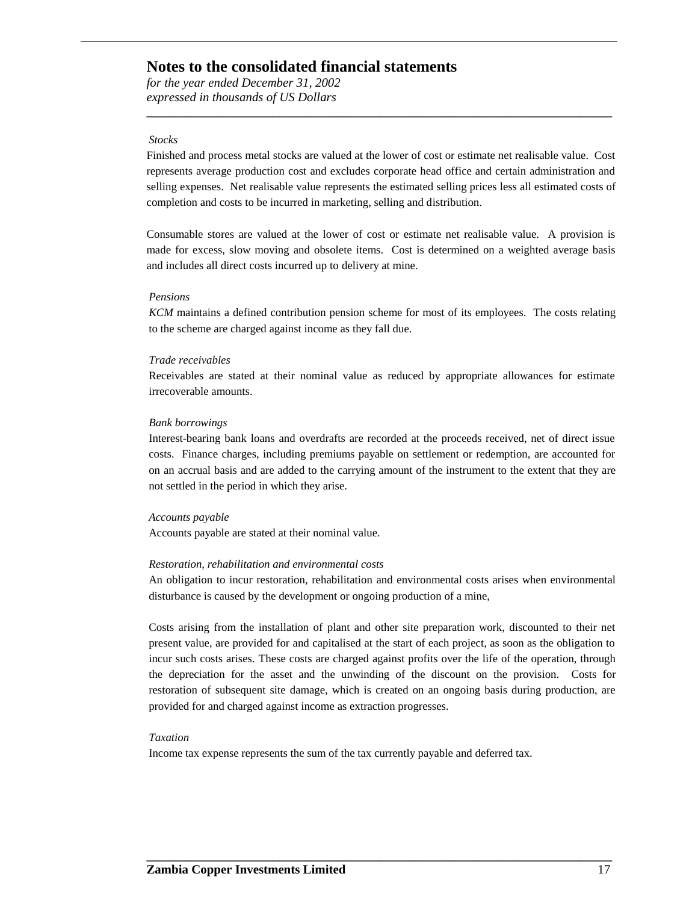# Notes to the consolidated financial statements

*for the year ended December 31, 2002*
*expressed in thousands of US Dollars*

*Stocks*

Finished and process metal stocks are valued at the lower of cost or estimate net realisable value. Cost represents average production cost and excludes corporate head office and certain administration and selling expenses. Net realisable value represents the estimated selling prices less all estimated costs of completion and costs to be incurred in marketing, selling and distribution.

Consumable stores are valued at the lower of cost or estimate net realisable value. A provision is made for excess, slow moving and obsolete items. Cost is determined on a weighted average basis and includes all direct costs incurred up to delivery at mine.

*Pensions*

*KCM* maintains a defined contribution pension scheme for most of its employees. The costs relating to the scheme are charged against income as they fall due.

*Trade receivables*

Receivables are stated at their nominal value as reduced by appropriate allowances for estimate irrecoverable amounts.

*Bank borrowings*

Interest-bearing bank loans and overdrafts are recorded at the proceeds received, net of direct issue costs. Finance charges, including premiums payable on settlement or redemption, are accounted for on an accrual basis and are added to the carrying amount of the instrument to the extent that they are not settled in the period in which they arise.

*Accounts payable*

Accounts payable are stated at their nominal value.

*Restoration, rehabilitation and environmental costs*

An obligation to incur restoration, rehabilitation and environmental costs arises when environmental disturbance is caused by the development or ongoing production of a mine,

Costs arising from the installation of plant and other site preparation work, discounted to their net present value, are provided for and capitalised at the start of each project, as soon as the obligation to incur such costs arises. These costs are charged against profits over the life of the operation, through the depreciation for the asset and the unwinding of the discount on the provision. Costs for restoration of subsequent site damage, which is created on an ongoing basis during production, are provided for and charged against income as extraction progresses.

*Taxation*

Income tax expense represents the sum of the tax currently payable and deferred tax.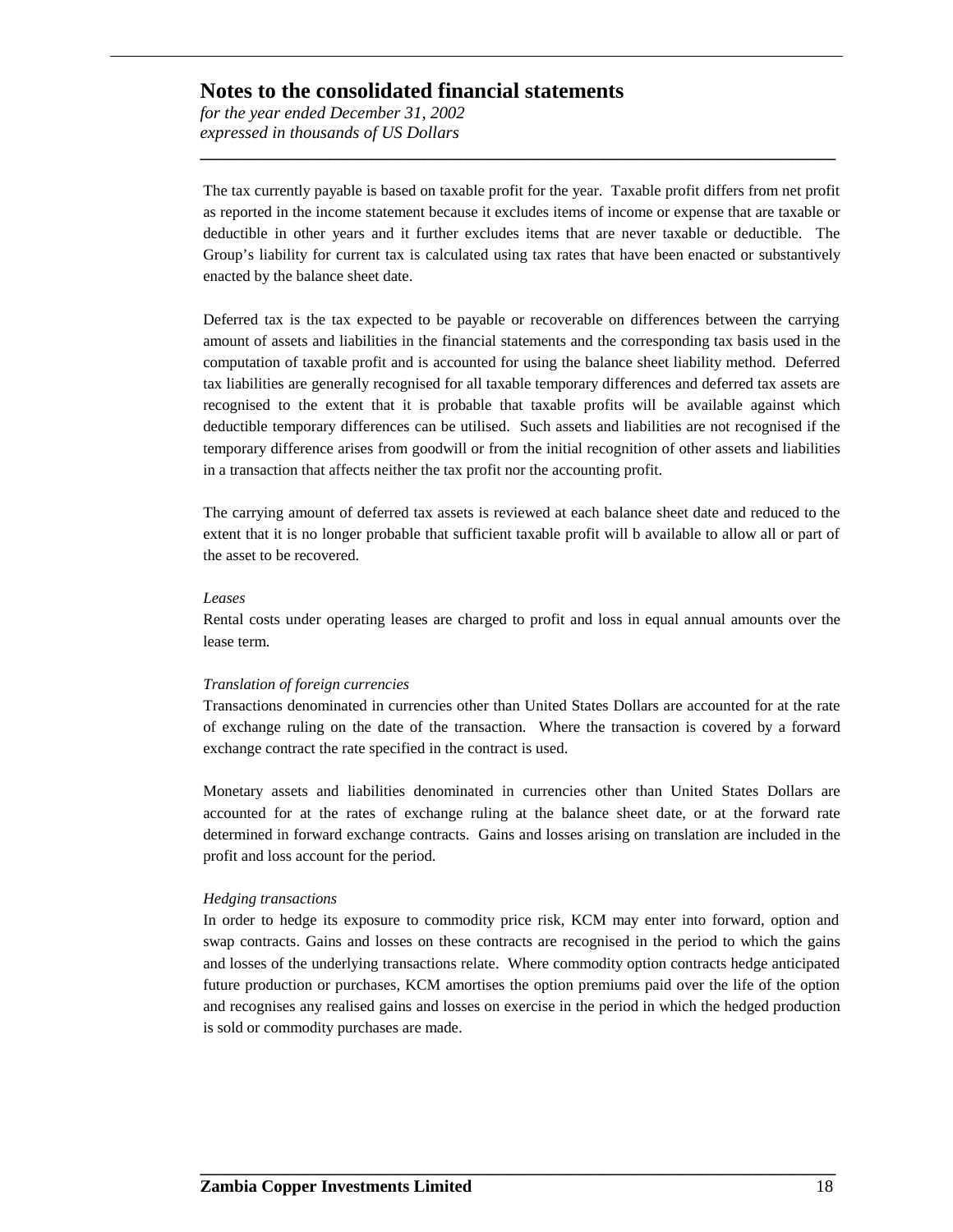The tax currently payable is based on taxable profit for the year. Taxable profit differs from net profit as reported in the income statement because it excludes items of income or expense that are taxable or deductible in other years and it further excludes items that are never taxable or deductible. The Group's liability for current tax is calculated using tax rates that have been enacted or substantively enacted by the balance sheet date.

Deferred tax is the tax expected to be payable or recoverable on differences between the carrying amount of assets and liabilities in the financial statements and the corresponding tax basis used in the computation of taxable profit and is accounted for using the balance sheet liability method. Deferred tax liabilities are generally recognised for all taxable temporary differences and deferred tax assets are recognised to the extent that it is probable that taxable profits will be available against which deductible temporary differences can be utilised. Such assets and liabilities are not recognised if the temporary difference arises from goodwill or from the initial recognition of other assets and liabilities in a transaction that affects neither the tax profit nor the accounting profit.

The carrying amount of deferred tax assets is reviewed at each balance sheet date and reduced to the extent that it is no longer probable that sufficient taxable profit will b available to allow all or part of the asset to be recovered.

*Leases*

Rental costs under operating leases are charged to profit and loss in equal annual amounts over the lease term.

*Translation of foreign currencies*

Transactions denominated in currencies other than United States Dollars are accounted for at the rate of exchange ruling on the date of the transaction. Where the transaction is covered by a forward exchange contract the rate specified in the contract is used.

Monetary assets and liabilities denominated in currencies other than United States Dollars are accounted for at the rates of exchange ruling at the balance sheet date, or at the forward rate determined in forward exchange contracts. Gains and losses arising on translation are included in the profit and loss account for the period.

*Hedging transactions*

In order to hedge its exposure to commodity price risk, KCM may enter into forward, option and swap contracts. Gains and losses on these contracts are recognised in the period to which the gains and losses of the underlying transactions relate. Where commodity option contracts hedge anticipated future production or purchases, KCM amortises the option premiums paid over the life of the option and recognises any realised gains and losses on exercise in the period in which the hedged production is sold or commodity purchases are made.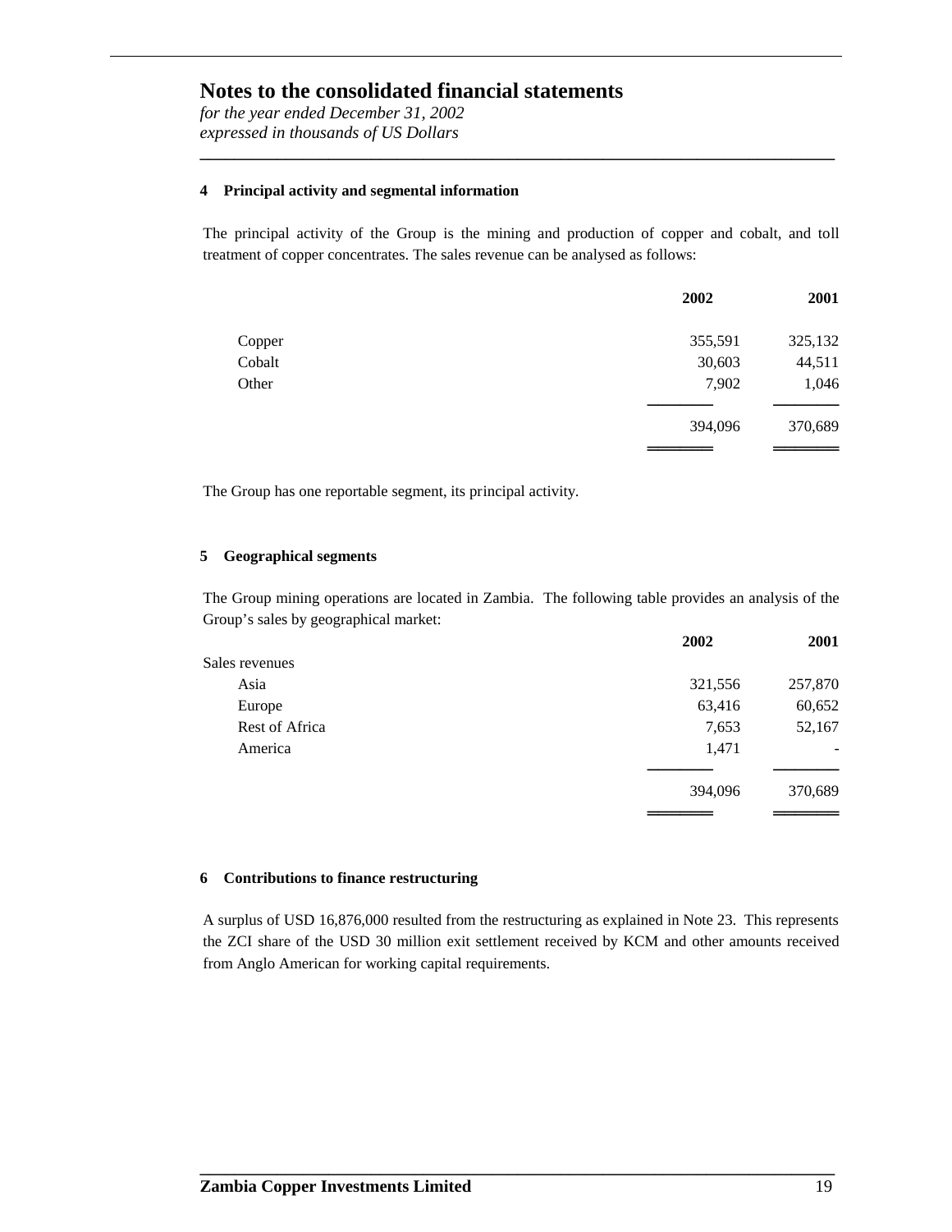# Notes to the consolidated financial statements

*for the year ended December 31, 2002*
*expressed in thousands of US Dollars*

### 4 Principal activity and segmental information

The principal activity of the Group is the mining and production of copper and cobalt, and toll treatment of copper concentrates. The sales revenue can be analysed as follows:

| | **2002** | **2001** |
|---|---:|---:|
| Copper | 355,591 | 325,132 |
| Cobalt | 30,603 | 44,511 |
| Other | 7,902 | 1,046 |
| | 394,096 | 370,689 |

The Group has one reportable segment, its principal activity.

### 5 Geographical segments

The Group mining operations are located in Zambia. The following table provides an analysis of the Group's sales by geographical market:

| | **2002** | **2001** |
|---|---:|---:|
| Sales revenues | | |
| Asia | 321,556 | 257,870 |
| Europe | 63,416 | 60,652 |
| Rest of Africa | 7,653 | 52,167 |
| America | 1,471 | - |
| | 394,096 | 370,689 |

### 6 Contributions to finance restructuring

A surplus of USD 16,876,000 resulted from the restructuring as explained in Note 23. This represents the ZCI share of the USD 30 million exit settlement received by KCM and other amounts received from Anglo American for working capital requirements.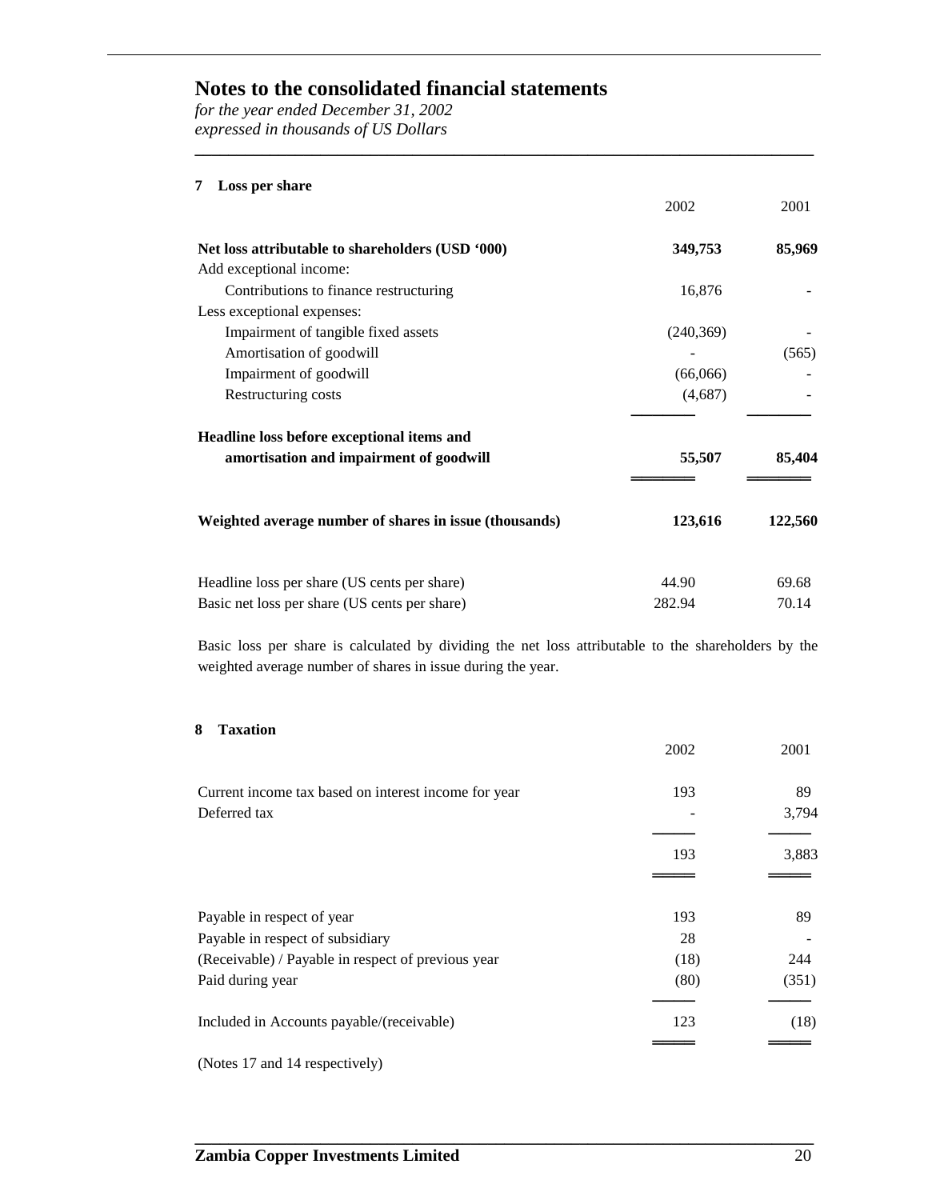# Notes to the consolidated financial statements

*for the year ended December 31, 2002*
*expressed in thousands of US Dollars*

## 7 Loss per share

| | 2002 | 2001 |
|---|---|---|
| **Net loss attributable to shareholders (USD '000)** | **349,753** | **85,969** |
| Add exceptional income: | | |
| Contributions to finance restructuring | 16,876 | - |
| Less exceptional expenses: | | |
| Impairment of tangible fixed assets | (240,369) | - |
| Amortisation of goodwill | - | (565) |
| Impairment of goodwill | (66,066) | - |
| Restructuring costs | (4,687) | - |
| **Headline loss before exceptional items and amortisation and impairment of goodwill** | **55,507** | **85,404** |
| **Weighted average number of shares in issue (thousands)** | **123,616** | **122,560** |
| Headline loss per share (US cents per share) | 44.90 | 69.68 |
| Basic net loss per share (US cents per share) | 282.94 | 70.14 |

Basic loss per share is calculated by dividing the net loss attributable to the shareholders by the weighted average number of shares in issue during the year.

## 8 Taxation

| | 2002 | 2001 |
|---|---|---|
| Current income tax based on interest income for year | 193 | 89 |
| Deferred tax | - | 3,794 |
| | 193 | 3,883 |
| Payable in respect of year | 193 | 89 |
| Payable in respect of subsidiary | 28 | - |
| (Receivable) / Payable in respect of previous year | (18) | 244 |
| Paid during year | (80) | (351) |
| Included in Accounts payable/(receivable) | 123 | (18) |

(Notes 17 and 14 respectively)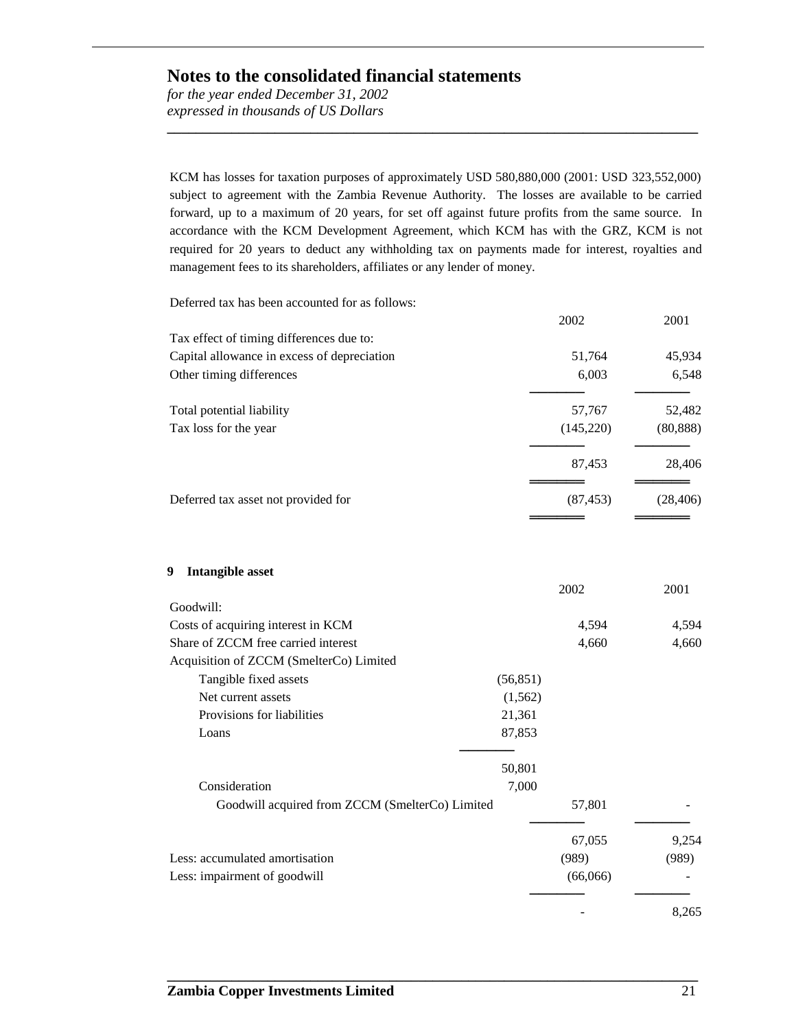KCM has losses for taxation purposes of approximately USD 580,880,000 (2001: USD 323,552,000) subject to agreement with the Zambia Revenue Authority. The losses are available to be carried forward, up to a maximum of 20 years, for set off against future profits from the same source. In accordance with the KCM Development Agreement, which KCM has with the GRZ, KCM is not required for 20 years to deduct any withholding tax on payments made for interest, royalties and management fees to its shareholders, affiliates or any lender of money.

Deferred tax has been accounted for as follows:

| | 2002 | 2001 |
|---|---|---|
| Tax effect of timing differences due to: | | |
| Capital allowance in excess of depreciation | 51,764 | 45,934 |
| Other timing differences | 6,003 | 6,548 |
| Total potential liability | 57,767 | 52,482 |
| Tax loss for the year | (145,220) | (80,888) |
| | 87,453 | 28,406 |
| Deferred tax asset not provided for | (87,453) | (28,406) |

**9 Intangible asset**

| | | 2002 | 2001 |
|---|---|---|---|
| Goodwill: | | | |
| Costs of acquiring interest in KCM | | 4,594 | 4,594 |
| Share of ZCCM free carried interest | | 4,660 | 4,660 |
| Acquisition of ZCCM (SmelterCo) Limited | | | |
| Tangible fixed assets | (56,851) | | |
| Net current assets | (1,562) | | |
| Provisions for liabilities | 21,361 | | |
| Loans | 87,853 | | |
| | 50,801 | | |
| Consideration | 7,000 | | |
| Goodwill acquired from ZCCM (SmelterCo) Limited | | 57,801 | - |
| | | 67,055 | 9,254 |
| Less: accumulated amortisation | | (989) | (989) |
| Less: impairment of goodwill | | (66,066) | - |
| | | - | 8,265 |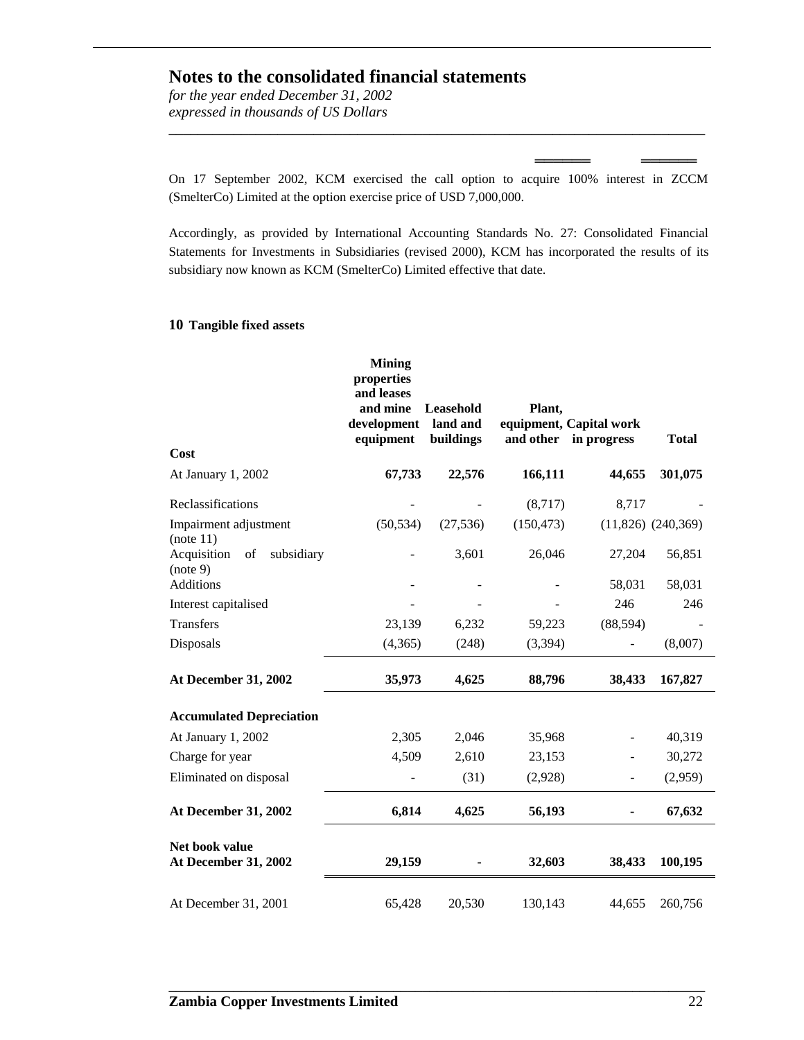# Notes to the consolidated financial statements

*for the year ended December 31, 2002*
*expressed in thousands of US Dollars*

On 17 September 2002, KCM exercised the call option to acquire 100% interest in ZCCM (SmelterCo) Limited at the option exercise price of USD 7,000,000.

Accordingly, as provided by International Accounting Standards No. 27: Consolidated Financial Statements for Investments in Subsidiaries (revised 2000), KCM has incorporated the results of its subsidiary now known as KCM (SmelterCo) Limited effective that date.

## 10 Tangible fixed assets

| | Mining properties and leases and mine development equipment | Leasehold land and buildings | Plant, equipment, and other | Capital work in progress | Total |
|---|---|---|---|---|---|
| **Cost** | | | | | |
| At January 1, 2002 | **67,733** | **22,576** | **166,111** | **44,655** | **301,075** |
| Reclassifications | - | - | (8,717) | 8,717 | - |
| Impairment adjustment (note 11) | (50,534) | (27,536) | (150,473) | (11,826) | (240,369) |
| Acquisition of subsidiary (note 9) | - | 3,601 | 26,046 | 27,204 | 56,851 |
| Additions | - | - | - | 58,031 | 58,031 |
| Interest capitalised | - | - | - | 246 | 246 |
| Transfers | 23,139 | 6,232 | 59,223 | (88,594) | - |
| Disposals | (4,365) | (248) | (3,394) | - | (8,007) |
| **At December 31, 2002** | **35,973** | **4,625** | **88,796** | **38,433** | **167,827** |
| **Accumulated Depreciation** | | | | | |
| At January 1, 2002 | 2,305 | 2,046 | 35,968 | - | 40,319 |
| Charge for year | 4,509 | 2,610 | 23,153 | - | 30,272 |
| Eliminated on disposal | - | (31) | (2,928) | - | (2,959) |
| **At December 31, 2002** | **6,814** | **4,625** | **56,193** | **-** | **67,632** |
| **Net book value** | | | | | |
| **At December 31, 2002** | **29,159** | **-** | **32,603** | **38,433** | **100,195** |
| At December 31, 2001 | 65,428 | 20,530 | 130,143 | 44,655 | 260,756 |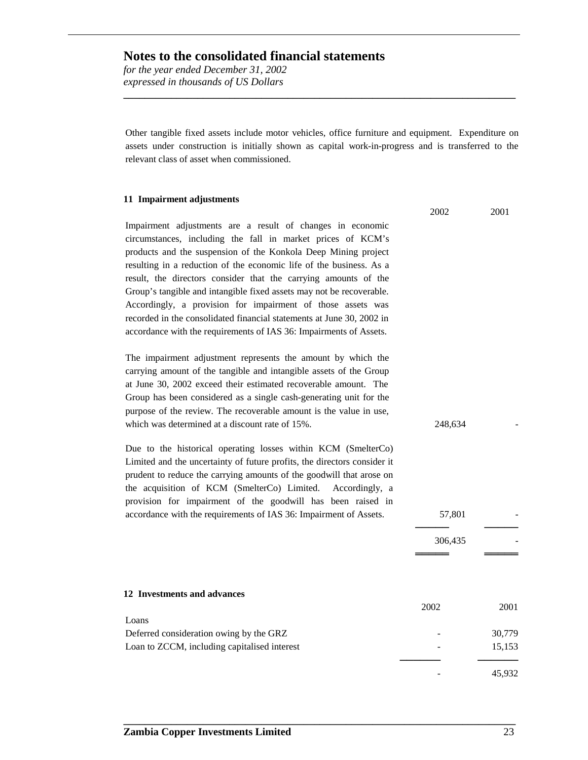# Notes to the consolidated financial statements

*for the year ended December 31, 2002*
*expressed in thousands of US Dollars*

Other tangible fixed assets include motor vehicles, office furniture and equipment. Expenditure on assets under construction is initially shown as capital work-in-progress and is transferred to the relevant class of asset when commissioned.

**11 Impairment adjustments**

| | 2002 | 2001 |
|---|---|---|
| Impairment adjustments are a result of changes in economic circumstances, including the fall in market prices of KCM's products and the suspension of the Konkola Deep Mining project resulting in a reduction of the economic life of the business. As a result, the directors consider that the carrying amounts of the Group's tangible and intangible fixed assets may not be recoverable. Accordingly, a provision for impairment of those assets was recorded in the consolidated financial statements at June 30, 2002 in accordance with the requirements of IAS 36: Impairments of Assets. | | |
| The impairment adjustment represents the amount by which the carrying amount of the tangible and intangible assets of the Group at June 30, 2002 exceed their estimated recoverable amount. The Group has been considered as a single cash-generating unit for the purpose of the review. The recoverable amount is the value in use, which was determined at a discount rate of 15%. | 248,634 | - |
| Due to the historical operating losses within KCM (SmelterCo) Limited and the uncertainty of future profits, the directors consider it prudent to reduce the carrying amounts of the goodwill that arose on the acquisition of KCM (SmelterCo) Limited. Accordingly, a provision for impairment of the goodwill has been raised in accordance with the requirements of IAS 36: Impairment of Assets. | 57,801 | - |
| | 306,435 | - |

**12 Investments and advances**

| | 2002 | 2001 |
|---|---|---|
| Loans | | |
| Deferred consideration owing by the GRZ | - | 30,779 |
| Loan to ZCCM, including capitalised interest | - | 15,153 |
| | - | 45,932 |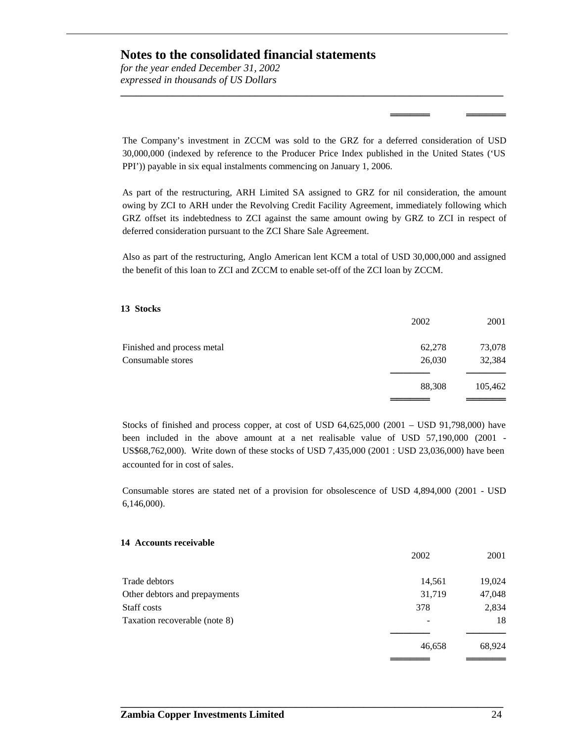# Notes to the consolidated financial statements

*for the year ended December 31, 2002*
*expressed in thousands of US Dollars*

The Company's investment in ZCCM was sold to the GRZ for a deferred consideration of USD 30,000,000 (indexed by reference to the Producer Price Index published in the United States ('US PPI')) payable in six equal instalments commencing on January 1, 2006.

As part of the restructuring, ARH Limited SA assigned to GRZ for nil consideration, the amount owing by ZCI to ARH under the Revolving Credit Facility Agreement, immediately following which GRZ offset its indebtedness to ZCI against the same amount owing by GRZ to ZCI in respect of deferred consideration pursuant to the ZCI Share Sale Agreement.

Also as part of the restructuring, Anglo American lent KCM a total of USD 30,000,000 and assigned the benefit of this loan to ZCI and ZCCM to enable set-off of the ZCI loan by ZCCM.

## 13 Stocks

| | 2002 | 2001 |
|---|---|---|
| Finished and process metal | 62,278 | 73,078 |
| Consumable stores | 26,030 | 32,384 |
| | 88,308 | 105,462 |

Stocks of finished and process copper, at cost of USD 64,625,000 (2001 – USD 91,798,000) have been included in the above amount at a net realisable value of USD 57,190,000 (2001 - US$68,762,000). Write down of these stocks of USD 7,435,000 (2001 : USD 23,036,000) have been accounted for in cost of sales.

Consumable stores are stated net of a provision for obsolescence of USD 4,894,000 (2001 - USD 6,146,000).

## 14 Accounts receivable

| | 2002 | 2001 |
|---|---|---|
| Trade debtors | 14,561 | 19,024 |
| Other debtors and prepayments | 31,719 | 47,048 |
| Staff costs | 378 | 2,834 |
| Taxation recoverable (note 8) | - | 18 |
| | 46,658 | 68,924 |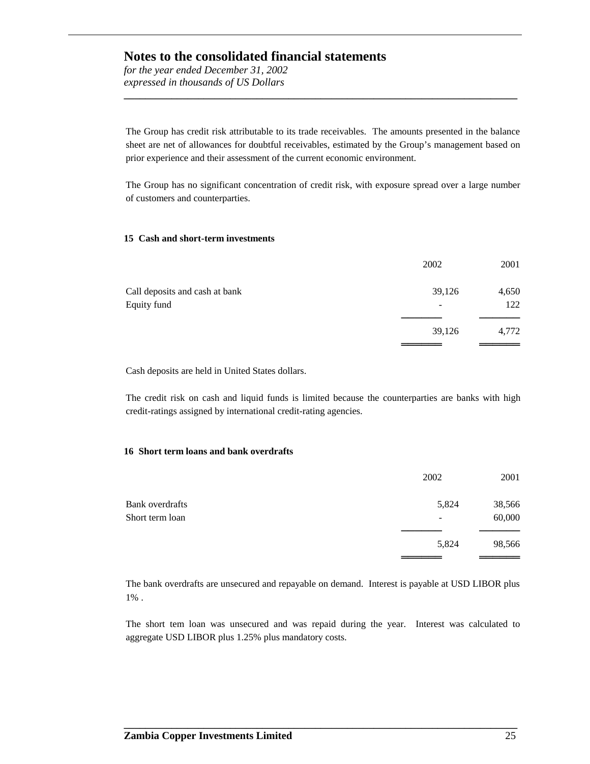The Group has credit risk attributable to its trade receivables. The amounts presented in the balance sheet are net of allowances for doubtful receivables, estimated by the Group's management based on prior experience and their assessment of the current economic environment.

The Group has no significant concentration of credit risk, with exposure spread over a large number of customers and counterparties.

## 15 Cash and short-term investments

| | 2002 | 2001 |
|---|---|---|
| Call deposits and cash at bank | 39,126 | 4,650 |
| Equity fund | - | 122 |
| | 39,126 | 4,772 |

Cash deposits are held in United States dollars.

The credit risk on cash and liquid funds is limited because the counterparties are banks with high credit-ratings assigned by international credit-rating agencies.

## 16 Short term loans and bank overdrafts

| | 2002 | 2001 |
|---|---|---|
| Bank overdrafts | 5,824 | 38,566 |
| Short term loan | - | 60,000 |
| | 5,824 | 98,566 |

The bank overdrafts are unsecured and repayable on demand. Interest is payable at USD LIBOR plus 1% .

The short tem loan was unsecured and was repaid during the year. Interest was calculated to aggregate USD LIBOR plus 1.25% plus mandatory costs.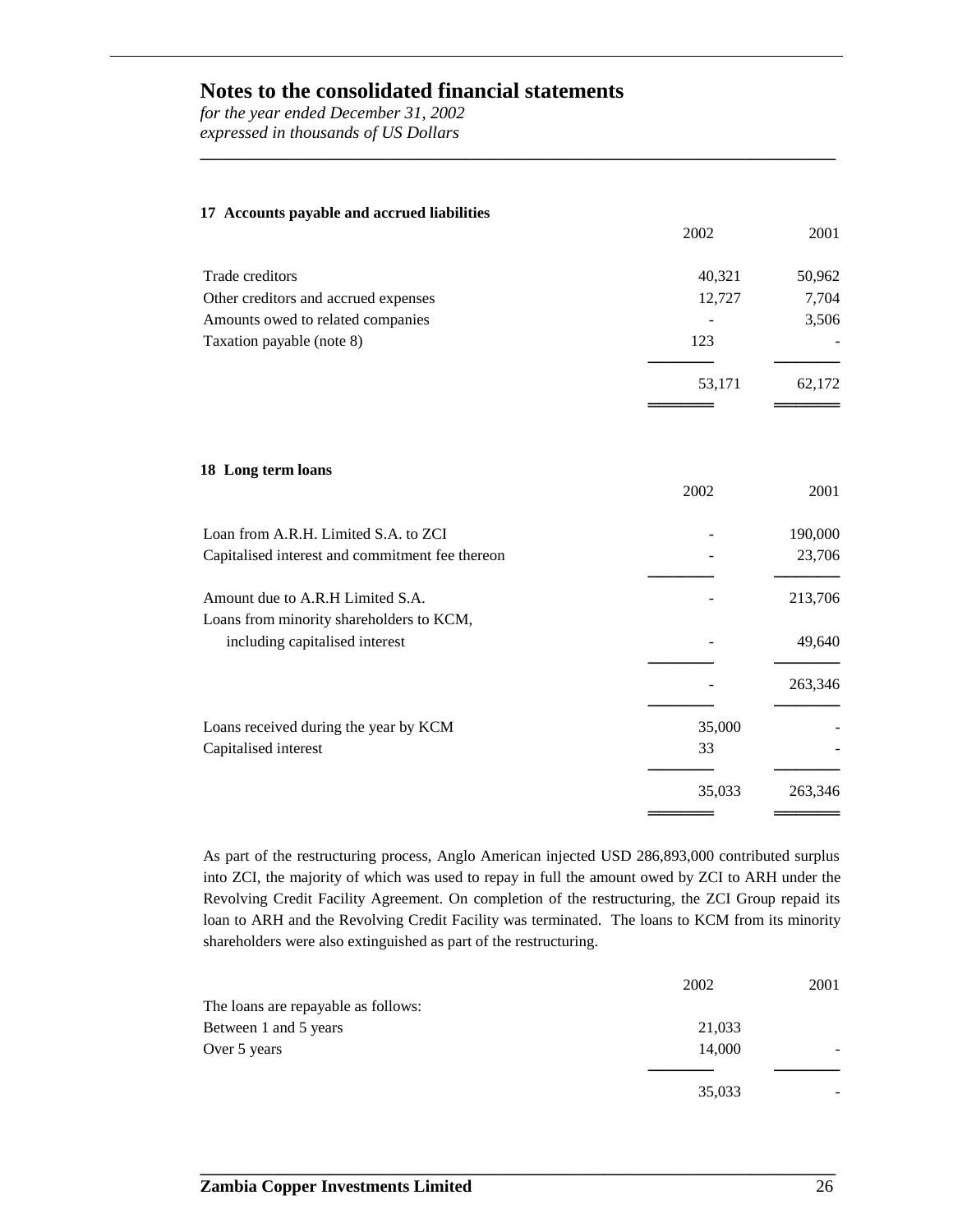## Notes to the consolidated financial statements

*for the year ended December 31, 2002*
*expressed in thousands of US Dollars*

### 17 Accounts payable and accrued liabilities

| | 2002 | 2001 |
|---|---|---|
| Trade creditors | 40,321 | 50,962 |
| Other creditors and accrued expenses | 12,727 | 7,704 |
| Amounts owed to related companies | - | 3,506 |
| Taxation payable (note 8) | 123 | - |
| | 53,171 | 62,172 |

### 18 Long term loans

| | 2002 | 2001 |
|---|---|---|
| Loan from A.R.H. Limited S.A. to ZCI | - | 190,000 |
| Capitalised interest and commitment fee thereon | - | 23,706 |
| Amount due to A.R.H Limited S.A. | - | 213,706 |
| Loans from minority shareholders to KCM, including capitalised interest | - | 49,640 |
| | - | 263,346 |
| Loans received during the year by KCM | 35,000 | - |
| Capitalised interest | 33 | - |
| | 35,033 | 263,346 |

As part of the restructuring process, Anglo American injected USD 286,893,000 contributed surplus into ZCI, the majority of which was used to repay in full the amount owed by ZCI to ARH under the Revolving Credit Facility Agreement. On completion of the restructuring, the ZCI Group repaid its loan to ARH and the Revolving Credit Facility was terminated. The loans to KCM from its minority shareholders were also extinguished as part of the restructuring.

| | 2002 | 2001 |
|---|---|---|
| The loans are repayable as follows: | | |
| Between 1 and 5 years | 21,033 | |
| Over 5 years | 14,000 | - |
| | 35,033 | - |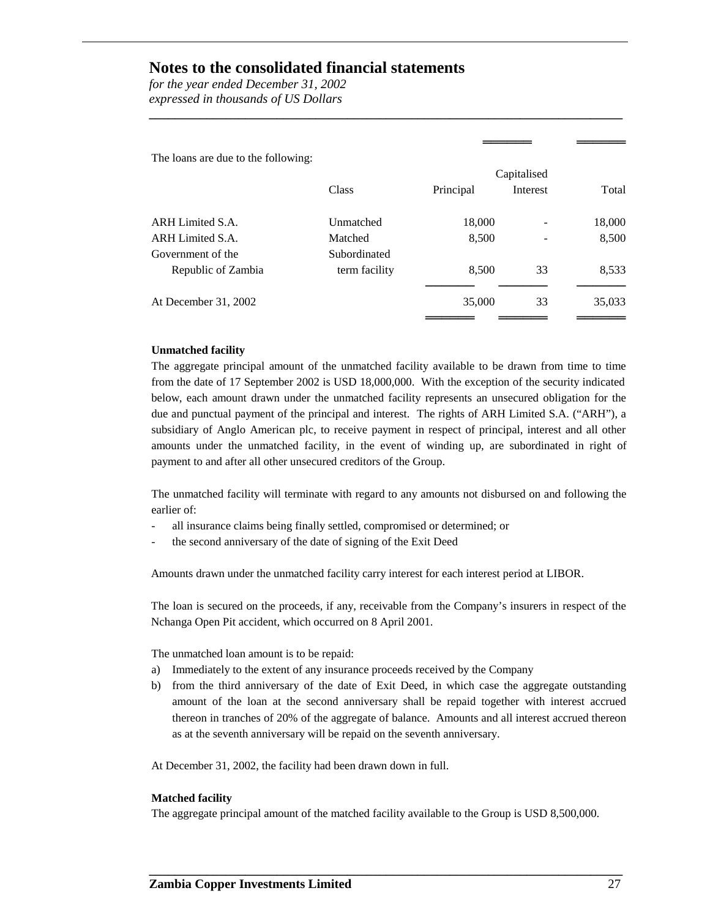# Notes to the consolidated financial statements

*for the year ended December 31, 2002*
*expressed in thousands of US Dollars*

The loans are due to the following:

| | Class | Principal | Capitalised Interest | Total |
|---|---|---|---|---|
| ARH Limited S.A. | Unmatched | 18,000 | - | 18,000 |
| ARH Limited S.A. | Matched | 8,500 | - | 8,500 |
| Government of the Republic of Zambia | Subordinated term facility | 8,500 | 33 | 8,533 |
| At December 31, 2002 | | 35,000 | 33 | 35,033 |

**Unmatched facility**

The aggregate principal amount of the unmatched facility available to be drawn from time to time from the date of 17 September 2002 is USD 18,000,000. With the exception of the security indicated below, each amount drawn under the unmatched facility represents an unsecured obligation for the due and punctual payment of the principal and interest. The rights of ARH Limited S.A. ("ARH"), a subsidiary of Anglo American plc, to receive payment in respect of principal, interest and all other amounts under the unmatched facility, in the event of winding up, are subordinated in right of payment to and after all other unsecured creditors of the Group.

The unmatched facility will terminate with regard to any amounts not disbursed on and following the earlier of:

- all insurance claims being finally settled, compromised or determined; or
- the second anniversary of the date of signing of the Exit Deed

Amounts drawn under the unmatched facility carry interest for each interest period at LIBOR.

The loan is secured on the proceeds, if any, receivable from the Company's insurers in respect of the Nchanga Open Pit accident, which occurred on 8 April 2001.

The unmatched loan amount is to be repaid:

a) Immediately to the extent of any insurance proceeds received by the Company
b) from the third anniversary of the date of Exit Deed, in which case the aggregate outstanding amount of the loan at the second anniversary shall be repaid together with interest accrued thereon in tranches of 20% of the aggregate of balance. Amounts and all interest accrued thereon as at the seventh anniversary will be repaid on the seventh anniversary.

At December 31, 2002, the facility had been drawn down in full.

**Matched facility**

The aggregate principal amount of the matched facility available to the Group is USD 8,500,000.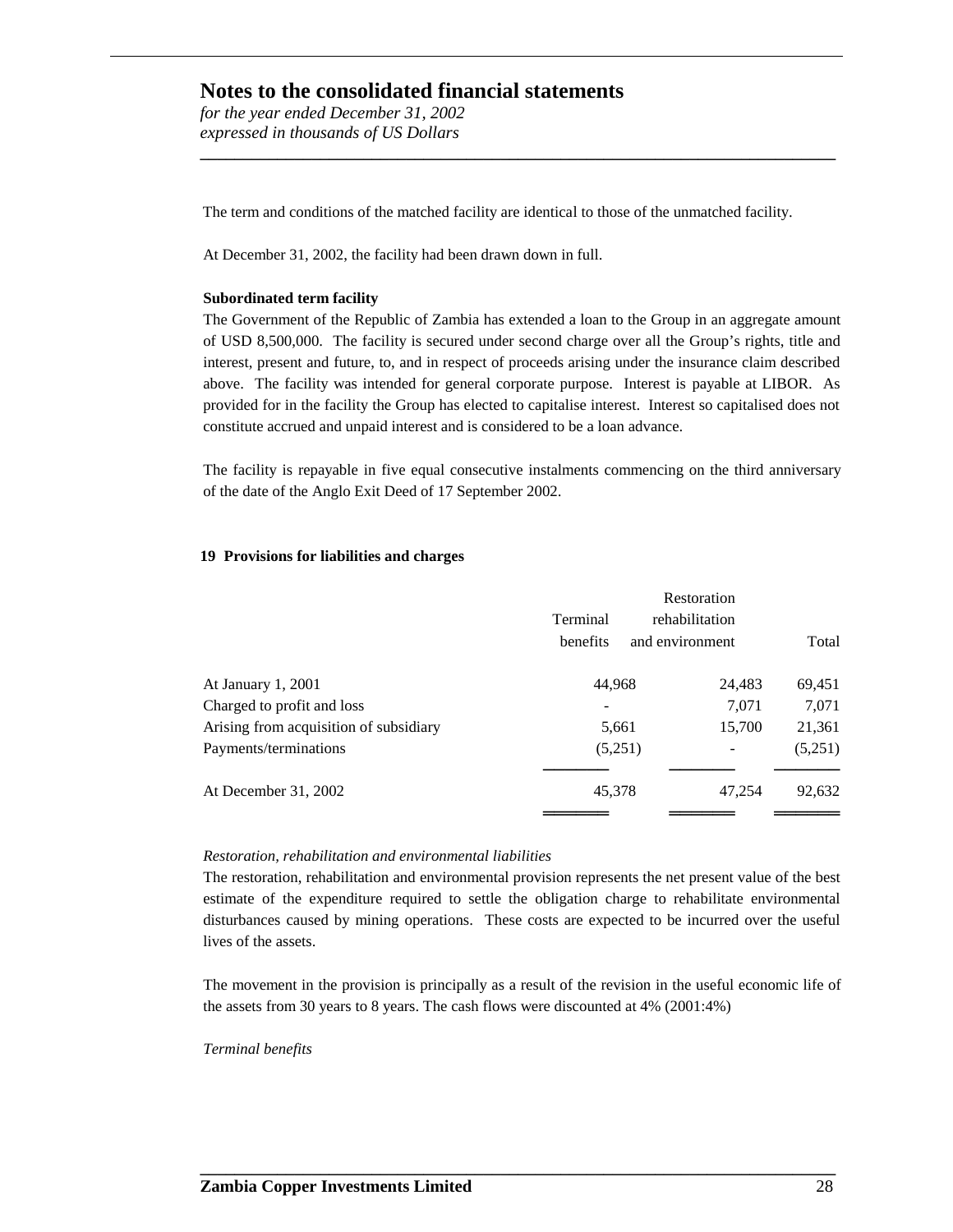The term and conditions of the matched facility are identical to those of the unmatched facility.

At December 31, 2002, the facility had been drawn down in full.

**Subordinated term facility**

The Government of the Republic of Zambia has extended a loan to the Group in an aggregate amount of USD 8,500,000. The facility is secured under second charge over all the Group's rights, title and interest, present and future, to, and in respect of proceeds arising under the insurance claim described above. The facility was intended for general corporate purpose. Interest is payable at LIBOR. As provided for in the facility the Group has elected to capitalise interest. Interest so capitalised does not constitute accrued and unpaid interest and is considered to be a loan advance.

The facility is repayable in five equal consecutive instalments commencing on the third anniversary of the date of the Anglo Exit Deed of 17 September 2002.

## 19 Provisions for liabilities and charges

| | Terminal benefits | Restoration rehabilitation and environment | Total |
|---|---|---|---|
| At January 1, 2001 | 44,968 | 24,483 | 69,451 |
| Charged to profit and loss | - | 7,071 | 7,071 |
| Arising from acquisition of subsidiary | 5,661 | 15,700 | 21,361 |
| Payments/terminations | (5,251) | - | (5,251) |
| At December 31, 2002 | 45,378 | 47,254 | 92,632 |

*Restoration, rehabilitation and environmental liabilities*

The restoration, rehabilitation and environmental provision represents the net present value of the best estimate of the expenditure required to settle the obligation charge to rehabilitate environmental disturbances caused by mining operations. These costs are expected to be incurred over the useful lives of the assets.

The movement in the provision is principally as a result of the revision in the useful economic life of the assets from 30 years to 8 years. The cash flows were discounted at 4% (2001:4%)

*Terminal benefits*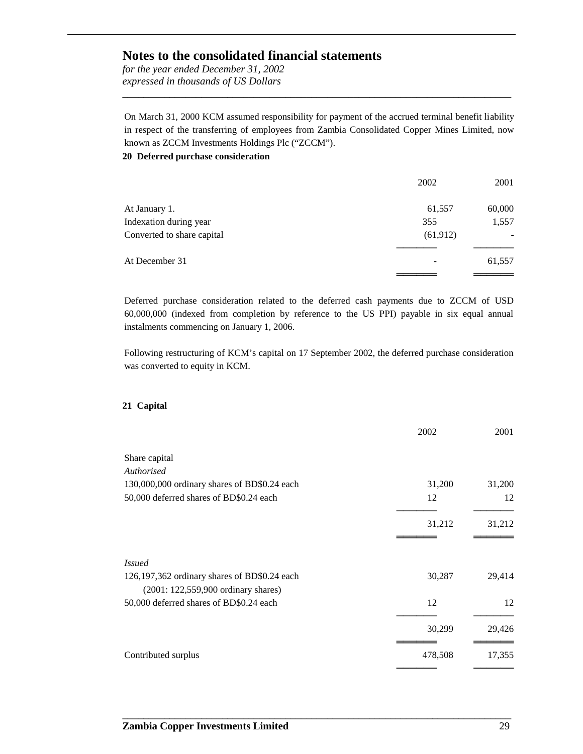On March 31, 2000 KCM assumed responsibility for payment of the accrued terminal benefit liability in respect of the transferring of employees from Zambia Consolidated Copper Mines Limited, now known as ZCCM Investments Holdings Plc ("ZCCM").

**20 Deferred purchase consideration**

| | 2002 | 2001 |
|---|---|---|
| At January 1. | 61,557 | 60,000 |
| Indexation during year | 355 | 1,557 |
| Converted to share capital | (61,912) | - |
| At December 31 | - | 61,557 |

Deferred purchase consideration related to the deferred cash payments due to ZCCM of USD 60,000,000 (indexed from completion by reference to the US PPI) payable in six equal annual instalments commencing on January 1, 2006.

Following restructuring of KCM's capital on 17 September 2002, the deferred purchase consideration was converted to equity in KCM.

**21 Capital**

| | 2002 | 2001 |
|---|---|---|
| Share capital | | |
| *Authorised* | | |
| 130,000,000 ordinary shares of BD$0.24 each | 31,200 | 31,200 |
| 50,000 deferred shares of BD$0.24 each | 12 | 12 |
| | 31,212 | 31,212 |
| *Issued* | | |
| 126,197,362 ordinary shares of BD$0.24 each (2001: 122,559,900 ordinary shares) | 30,287 | 29,414 |
| 50,000 deferred shares of BD$0.24 each | 12 | 12 |
| | 30,299 | 29,426 |
| Contributed surplus | 478,508 | 17,355 |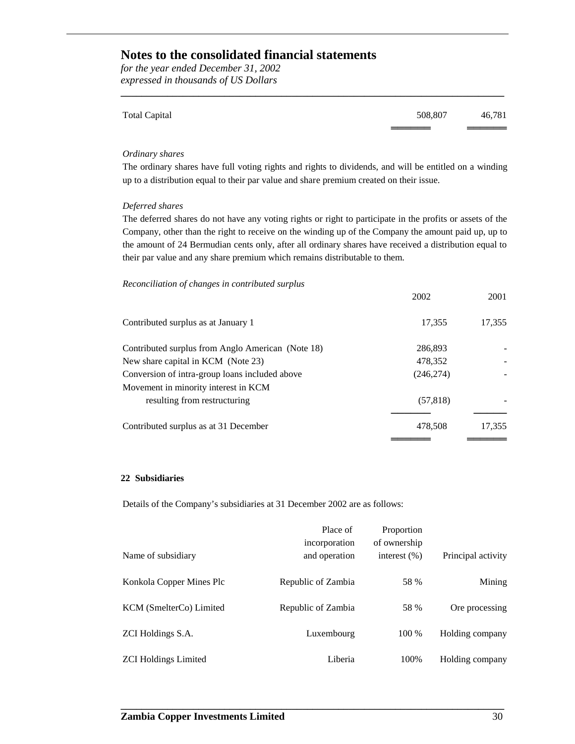# Notes to the consolidated financial statements

*for the year ended December 31, 2002*
*expressed in thousands of US Dollars*

| | | |
|---|---|---|
| Total Capital | 508,807 | 46,781 |

*Ordinary shares*

The ordinary shares have full voting rights and rights to dividends, and will be entitled on a winding up to a distribution equal to their par value and share premium created on their issue.

*Deferred shares*

The deferred shares do not have any voting rights or right to participate in the profits or assets of the Company, other than the right to receive on the winding up of the Company the amount paid up, up to the amount of 24 Bermudian cents only, after all ordinary shares have received a distribution equal to their par value and any share premium which remains distributable to them.

*Reconciliation of changes in contributed surplus*

| | 2002 | 2001 |
|---|---|---|
| Contributed surplus as at January 1 | 17,355 | 17,355 |
| Contributed surplus from Anglo American (Note 18) | 286,893 | - |
| New share capital in KCM (Note 23) | 478,352 | - |
| Conversion of intra-group loans included above | (246,274) | - |
| Movement in minority interest in KCM resulting from restructuring | (57,818) | - |
| Contributed surplus as at 31 December | 478,508 | 17,355 |

**22 Subsidiaries**

Details of the Company's subsidiaries at 31 December 2002 are as follows:

| Name of subsidiary | Place of incorporation and operation | Proportion of ownership interest (%) | Principal activity |
|---|---|---|---|
| Konkola Copper Mines Plc | Republic of Zambia | 58 % | Mining |
| KCM (SmelterCo) Limited | Republic of Zambia | 58 % | Ore processing |
| ZCI Holdings S.A. | Luxembourg | 100 % | Holding company |
| ZCI Holdings Limited | Liberia | 100% | Holding company |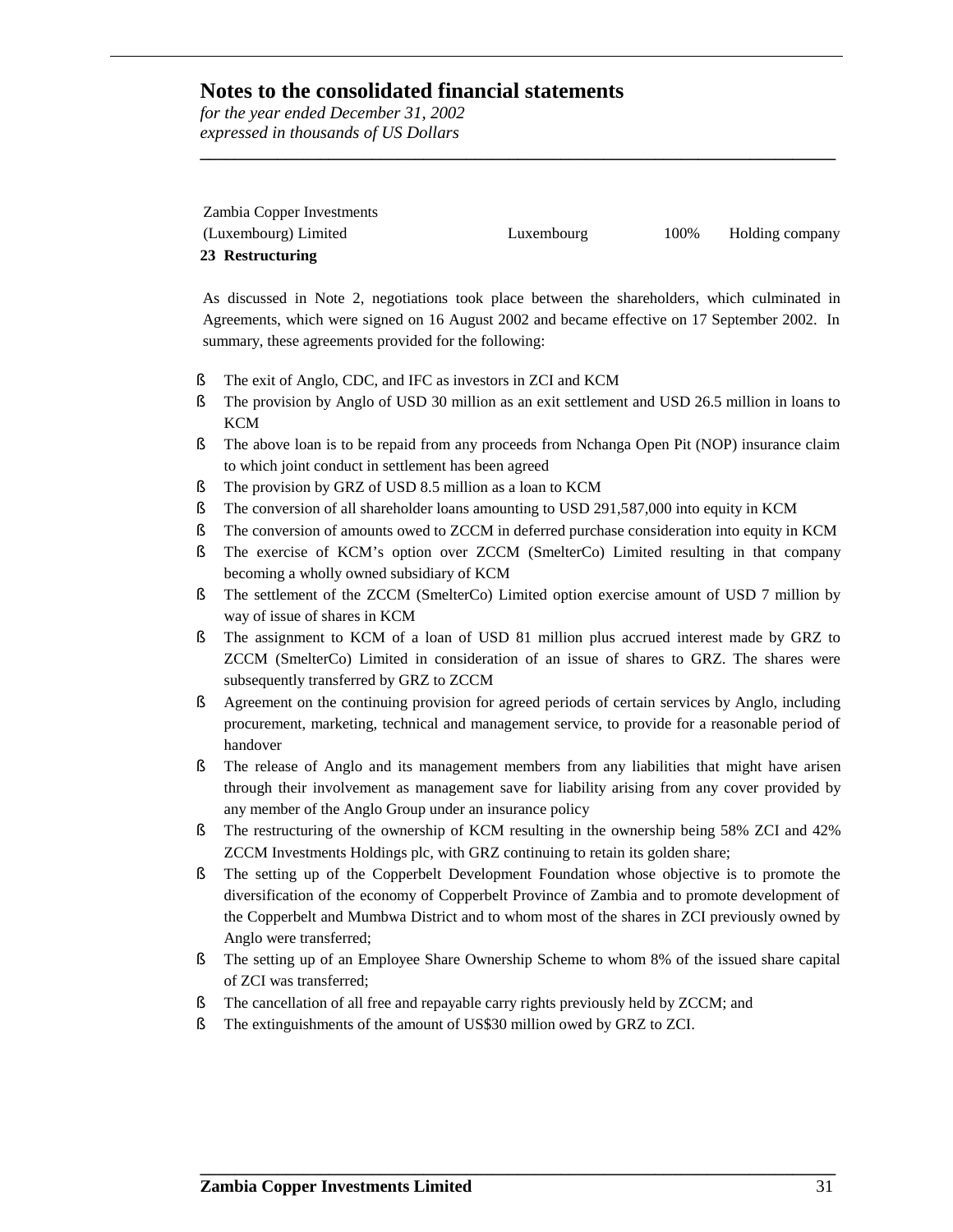| Zambia Copper Investments (Luxembourg) Limited | Luxembourg | 100% | Holding company |
|---|---|---|---|

**23 Restructuring**

As discussed in Note 2, negotiations took place between the shareholders, which culminated in Agreements, which were signed on 16 August 2002 and became effective on 17 September 2002. In summary, these agreements provided for the following:

- The exit of Anglo, CDC, and IFC as investors in ZCI and KCM
- The provision by Anglo of USD 30 million as an exit settlement and USD 26.5 million in loans to KCM
- The above loan is to be repaid from any proceeds from Nchanga Open Pit (NOP) insurance claim to which joint conduct in settlement has been agreed
- The provision by GRZ of USD 8.5 million as a loan to KCM
- The conversion of all shareholder loans amounting to USD 291,587,000 into equity in KCM
- The conversion of amounts owed to ZCCM in deferred purchase consideration into equity in KCM
- The exercise of KCM's option over ZCCM (SmelterCo) Limited resulting in that company becoming a wholly owned subsidiary of KCM
- The settlement of the ZCCM (SmelterCo) Limited option exercise amount of USD 7 million by way of issue of shares in KCM
- The assignment to KCM of a loan of USD 81 million plus accrued interest made by GRZ to ZCCM (SmelterCo) Limited in consideration of an issue of shares to GRZ. The shares were subsequently transferred by GRZ to ZCCM
- Agreement on the continuing provision for agreed periods of certain services by Anglo, including procurement, marketing, technical and management service, to provide for a reasonable period of handover
- The release of Anglo and its management members from any liabilities that might have arisen through their involvement as management save for liability arising from any cover provided by any member of the Anglo Group under an insurance policy
- The restructuring of the ownership of KCM resulting in the ownership being 58% ZCI and 42% ZCCM Investments Holdings plc, with GRZ continuing to retain its golden share;
- The setting up of the Copperbelt Development Foundation whose objective is to promote the diversification of the economy of Copperbelt Province of Zambia and to promote development of the Copperbelt and Mumbwa District and to whom most of the shares in ZCI previously owned by Anglo were transferred;
- The setting up of an Employee Share Ownership Scheme to whom 8% of the issued share capital of ZCI was transferred;
- The cancellation of all free and repayable carry rights previously held by ZCCM; and
- The extinguishments of the amount of US$30 million owed by GRZ to ZCI.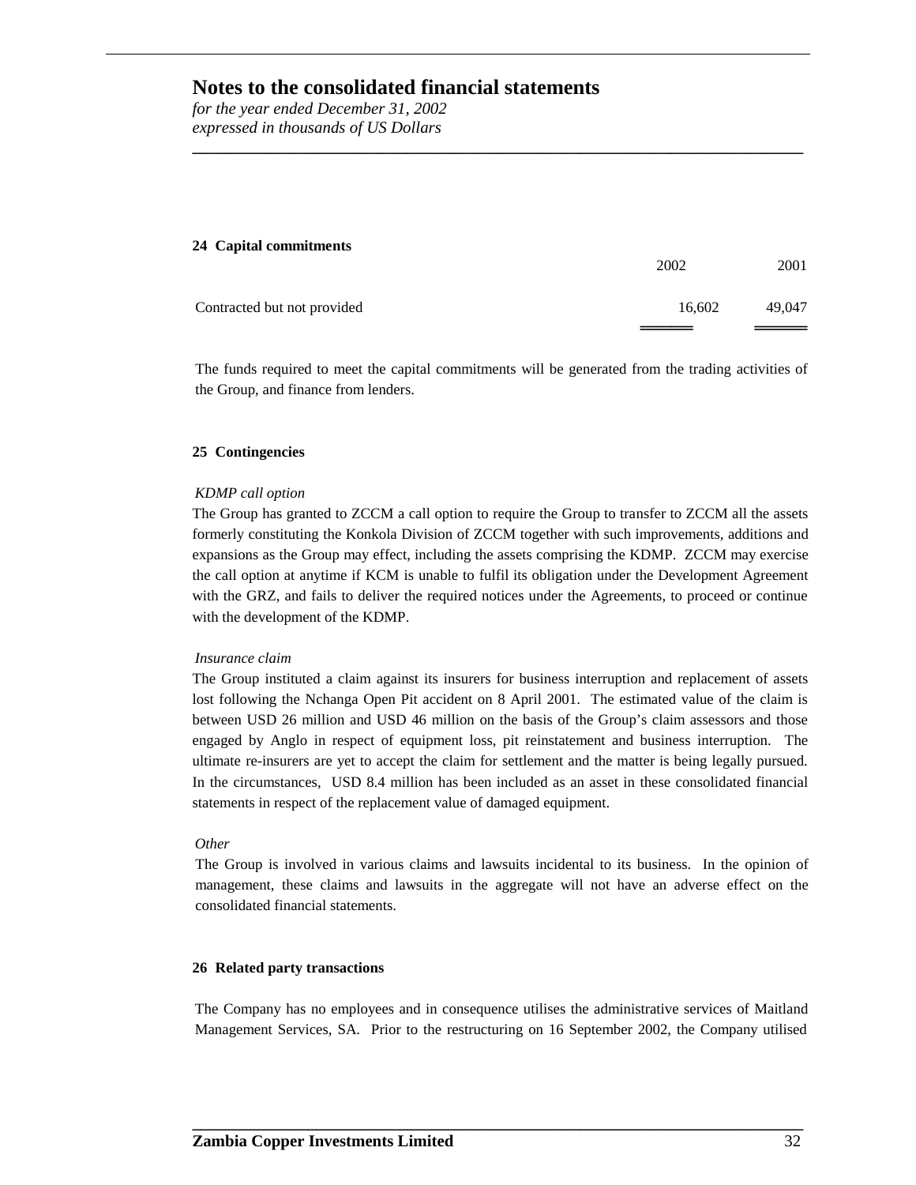# Notes to the consolidated financial statements

*for the year ended December 31, 2002*
*expressed in thousands of US Dollars*

### 24 Capital commitments

| | 2002 | 2001 |
|---|---|---|
| Contracted but not provided | 16,602 | 49,047 |

The funds required to meet the capital commitments will be generated from the trading activities of the Group, and finance from lenders.

### 25 Contingencies

*KDMP call option*

The Group has granted to ZCCM a call option to require the Group to transfer to ZCCM all the assets formerly constituting the Konkola Division of ZCCM together with such improvements, additions and expansions as the Group may effect, including the assets comprising the KDMP. ZCCM may exercise the call option at anytime if KCM is unable to fulfil its obligation under the Development Agreement with the GRZ, and fails to deliver the required notices under the Agreements, to proceed or continue with the development of the KDMP.

*Insurance claim*

The Group instituted a claim against its insurers for business interruption and replacement of assets lost following the Nchanga Open Pit accident on 8 April 2001. The estimated value of the claim is between USD 26 million and USD 46 million on the basis of the Group's claim assessors and those engaged by Anglo in respect of equipment loss, pit reinstatement and business interruption. The ultimate re-insurers are yet to accept the claim for settlement and the matter is being legally pursued. In the circumstances, USD 8.4 million has been included as an asset in these consolidated financial statements in respect of the replacement value of damaged equipment.

*Other*

The Group is involved in various claims and lawsuits incidental to its business. In the opinion of management, these claims and lawsuits in the aggregate will not have an adverse effect on the consolidated financial statements.

### 26 Related party transactions

The Company has no employees and in consequence utilises the administrative services of Maitland Management Services, SA. Prior to the restructuring on 16 September 2002, the Company utilised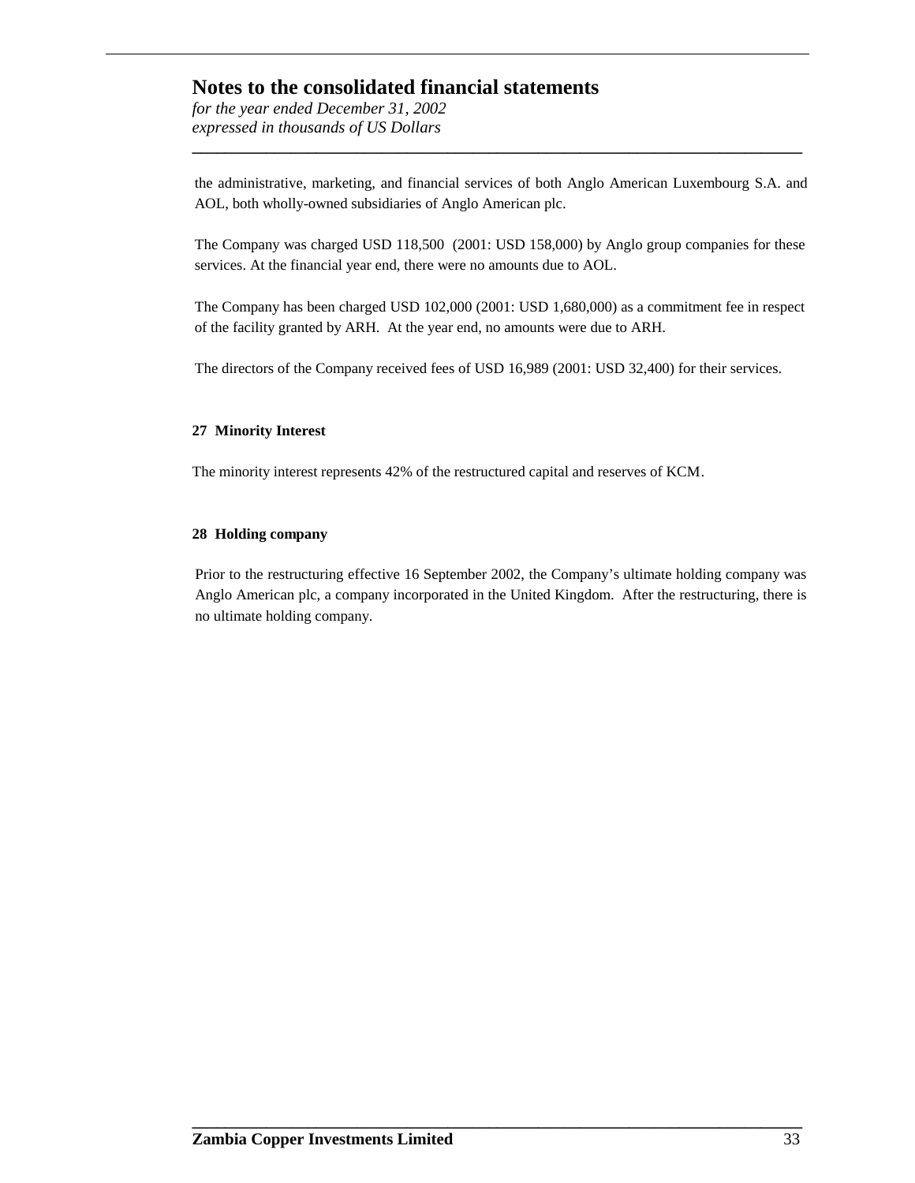the administrative, marketing, and financial services of both Anglo American Luxembourg S.A. and AOL, both wholly-owned subsidiaries of Anglo American plc.

The Company was charged USD 118,500 (2001: USD 158,000) by Anglo group companies for these services. At the financial year end, there were no amounts due to AOL.

The Company has been charged USD 102,000 (2001: USD 1,680,000) as a commitment fee in respect of the facility granted by ARH. At the year end, no amounts were due to ARH.

The directors of the Company received fees of USD 16,989 (2001: USD 32,400) for their services.

**27 Minority Interest**

The minority interest represents 42% of the restructured capital and reserves of KCM.

**28 Holding company**

Prior to the restructuring effective 16 September 2002, the Company's ultimate holding company was Anglo American plc, a company incorporated in the United Kingdom. After the restructuring, there is no ultimate holding company.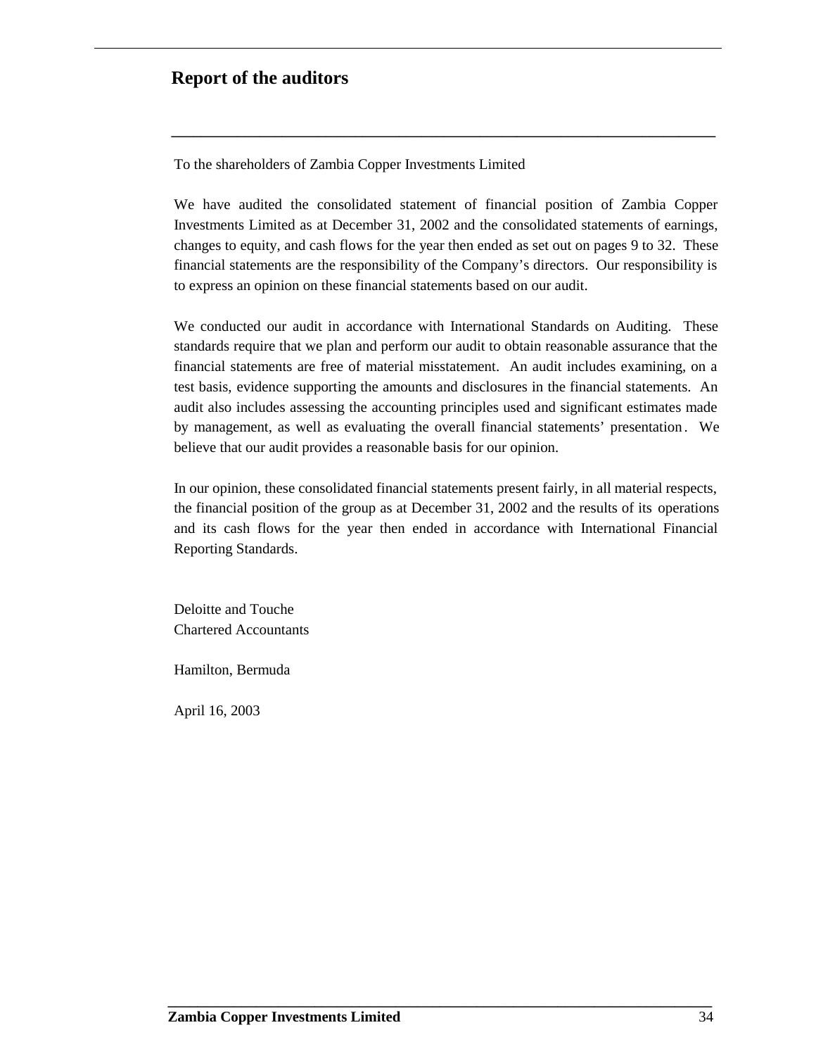# Report of the auditors

To the shareholders of Zambia Copper Investments Limited

We have audited the consolidated statement of financial position of Zambia Copper Investments Limited as at December 31, 2002 and the consolidated statements of earnings, changes to equity, and cash flows for the year then ended as set out on pages 9 to 32. These financial statements are the responsibility of the Company's directors. Our responsibility is to express an opinion on these financial statements based on our audit.

We conducted our audit in accordance with International Standards on Auditing. These standards require that we plan and perform our audit to obtain reasonable assurance that the financial statements are free of material misstatement. An audit includes examining, on a test basis, evidence supporting the amounts and disclosures in the financial statements. An audit also includes assessing the accounting principles used and significant estimates made by management, as well as evaluating the overall financial statements' presentation. We believe that our audit provides a reasonable basis for our opinion.

In our opinion, these consolidated financial statements present fairly, in all material respects, the financial position of the group as at December 31, 2002 and the results of its operations and its cash flows for the year then ended in accordance with International Financial Reporting Standards.

Deloitte and Touche
Chartered Accountants

Hamilton, Bermuda

April 16, 2003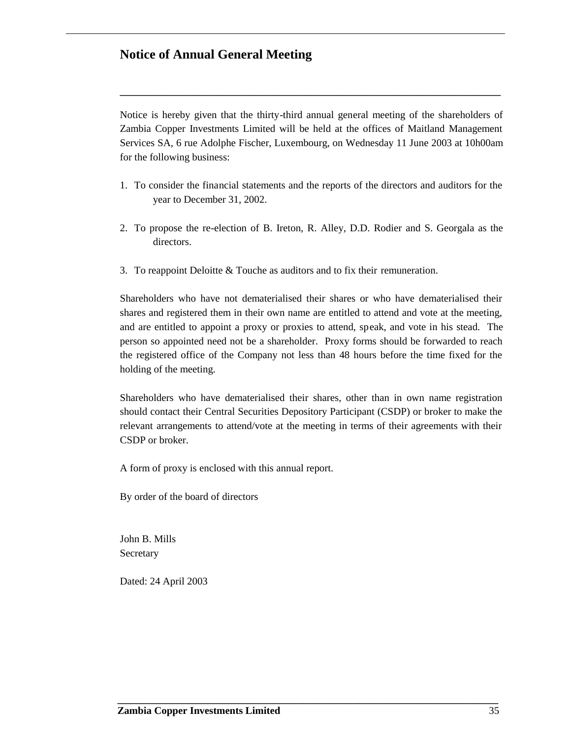# Notice of Annual General Meeting

Notice is hereby given that the thirty-third annual general meeting of the shareholders of Zambia Copper Investments Limited will be held at the offices of Maitland Management Services SA, 6 rue Adolphe Fischer, Luxembourg, on Wednesday 11 June 2003 at 10h00am for the following business:

1. To consider the financial statements and the reports of the directors and auditors for the year to December 31, 2002.

2. To propose the re-election of B. Ireton, R. Alley, D.D. Rodier and S. Georgala as the directors.

3. To reappoint Deloitte & Touche as auditors and to fix their remuneration.

Shareholders who have not dematerialised their shares or who have dematerialised their shares and registered them in their own name are entitled to attend and vote at the meeting, and are entitled to appoint a proxy or proxies to attend, speak, and vote in his stead. The person so appointed need not be a shareholder. Proxy forms should be forwarded to reach the registered office of the Company not less than 48 hours before the time fixed for the holding of the meeting.

Shareholders who have dematerialised their shares, other than in own name registration should contact their Central Securities Depository Participant (CSDP) or broker to make the relevant arrangements to attend/vote at the meeting in terms of their agreements with their CSDP or broker.

A form of proxy is enclosed with this annual report.

By order of the board of directors

John B. Mills
Secretary

Dated: 24 April 2003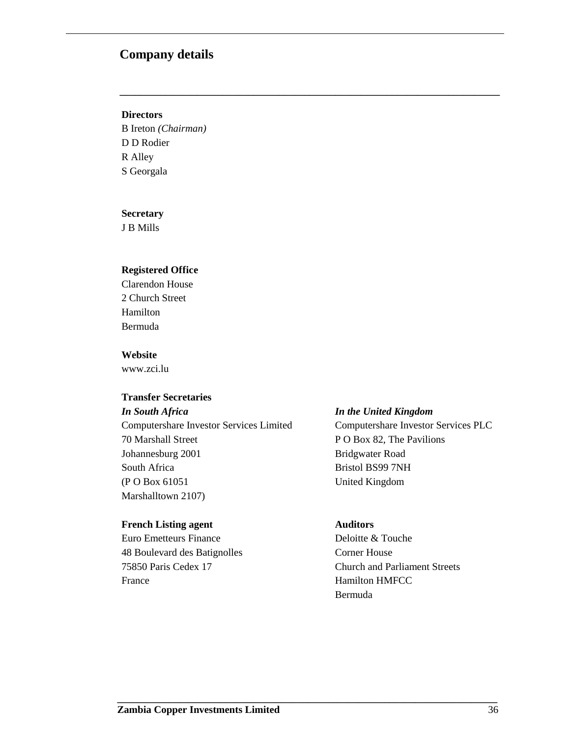# Company details

**Directors**
B Ireton *(Chairman)*
D D Rodier
R Alley
S Georgala

**Secretary**
J B Mills

**Registered Office**
Clarendon House
2 Church Street
Hamilton
Bermuda

**Website**
www.zci.lu

**Transfer Secretaries**

***In South Africa***
Computershare Investor Services Limited
70 Marshall Street
Johannesburg 2001
South Africa
(P O Box 61051
Marshalltown 2107)

***In the United Kingdom***
Computershare Investor Services PLC
P O Box 82, The Pavilions
Bridgwater Road
Bristol BS99 7NH
United Kingdom

**French Listing agent**
Euro Emetteurs Finance
48 Boulevard des Batignolles
75850 Paris Cedex 17
France

**Auditors**
Deloitte & Touche
Corner House
Church and Parliament Streets
Hamilton HMFCC
Bermuda